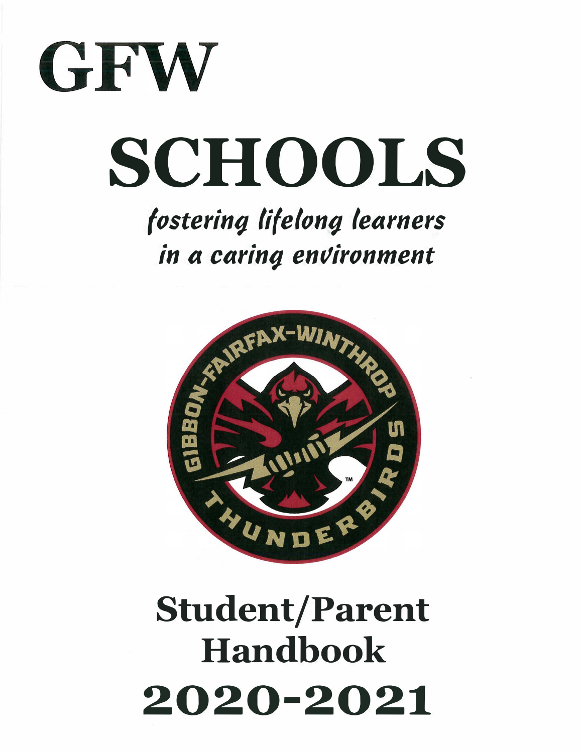# GFW

# SCHOOLS

*fostering lifelong learners in a caring environment*

## Student/Parent Handbook

## 2020-2021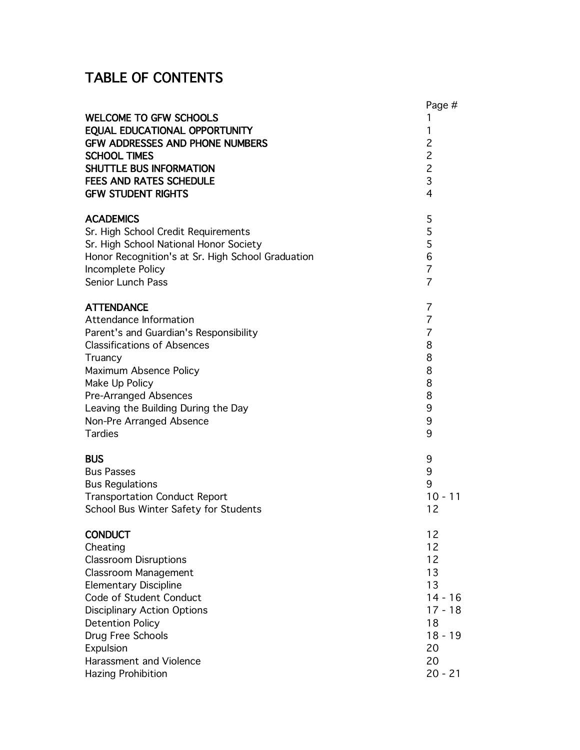# TABLE OF CONTENTS

| | Page # |
|---|---|
| **WELCOME TO GFW SCHOOLS** | 1 |
| **EQUAL EDUCATIONAL OPPORTUNITY** | 1 |
| **GFW ADDRESSES AND PHONE NUMBERS** | 2 |
| **SCHOOL TIMES** | 2 |
| **SHUTTLE BUS INFORMATION** | 2 |
| **FEES AND RATES SCHEDULE** | 3 |
| **GFW STUDENT RIGHTS** | 4 |
| | |
| **ACADEMICS** | 5 |
| Sr. High School Credit Requirements | 5 |
| Sr. High School National Honor Society | 5 |
| Honor Recognition's at Sr. High School Graduation | 6 |
| Incomplete Policy | 7 |
| Senior Lunch Pass | 7 |
| | |
| **ATTENDANCE** | 7 |
| Attendance Information | 7 |
| Parent's and Guardian's Responsibility | 7 |
| Classifications of Absences | 8 |
| Truancy | 8 |
| Maximum Absence Policy | 8 |
| Make Up Policy | 8 |
| Pre-Arranged Absences | 8 |
| Leaving the Building During the Day | 9 |
| Non-Pre Arranged Absence | 9 |
| Tardies | 9 |
| | |
| **BUS** | 9 |
| Bus Passes | 9 |
| Bus Regulations | 9 |
| Transportation Conduct Report | 10 - 11 |
| School Bus Winter Safety for Students | 12 |
| | |
| **CONDUCT** | 12 |
| Cheating | 12 |
| Classroom Disruptions | 12 |
| Classroom Management | 13 |
| Elementary Discipline | 13 |
| Code of Student Conduct | 14 - 16 |
| Disciplinary Action Options | 17 - 18 |
| Detention Policy | 18 |
| Drug Free Schools | 18 - 19 |
| Expulsion | 20 |
| Harassment and Violence | 20 |
| Hazing Prohibition | 20 - 21 |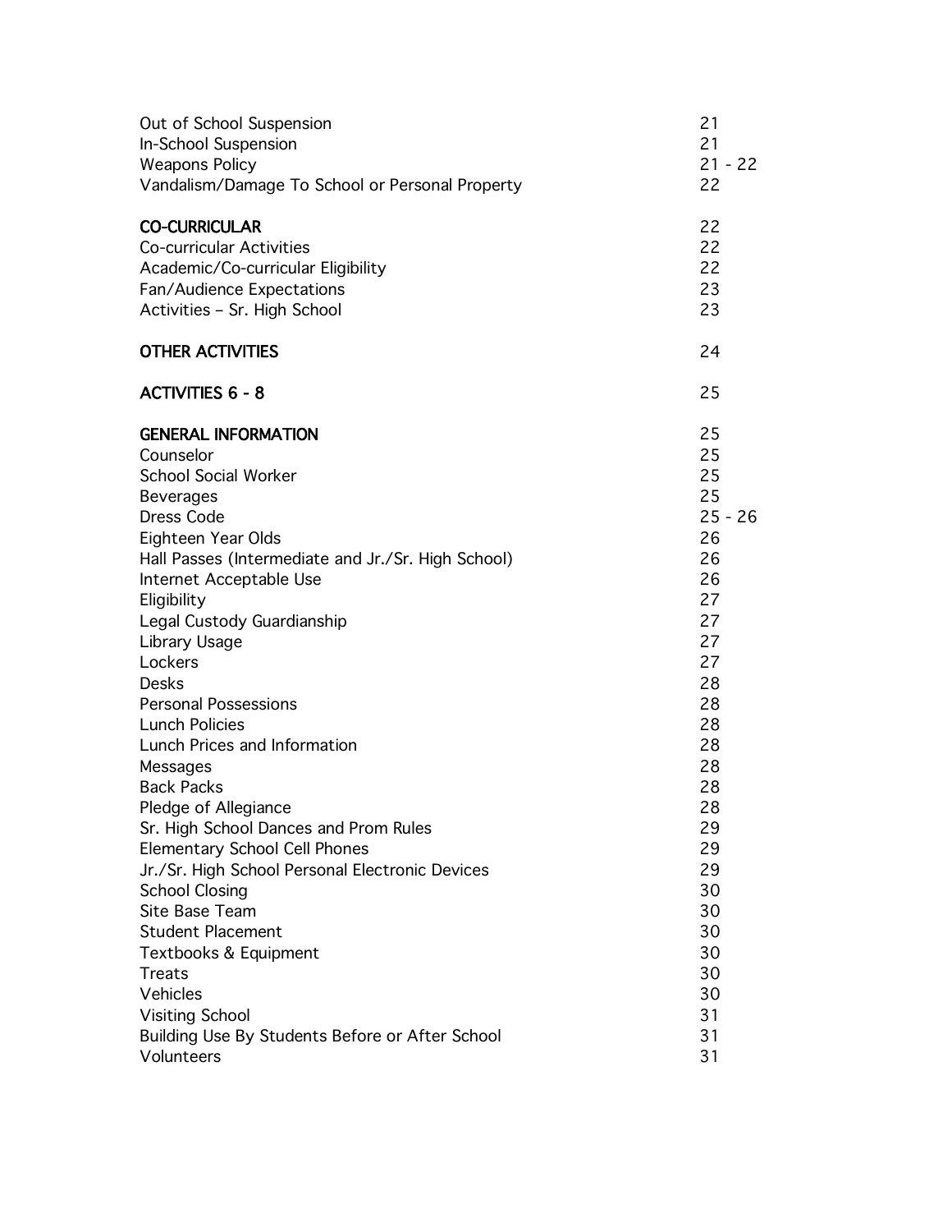| | |
|---|---|
| Out of School Suspension | 21 |
| In-School Suspension | 21 |
| Weapons Policy | 21 - 22 |
| Vandalism/Damage To School or Personal Property | 22 |
| | |
| **CO-CURRICULAR** | 22 |
| Co-curricular Activities | 22 |
| Academic/Co-curricular Eligibility | 22 |
| Fan/Audience Expectations | 23 |
| Activities – Sr. High School | 23 |
| | |
| **OTHER ACTIVITIES** | 24 |
| | |
| **ACTIVITIES 6 - 8** | 25 |
| | |
| **GENERAL INFORMATION** | 25 |
| Counselor | 25 |
| School Social Worker | 25 |
| Beverages | 25 |
| Dress Code | 25 - 26 |
| Eighteen Year Olds | 26 |
| Hall Passes (Intermediate and Jr./Sr. High School) | 26 |
| Internet Acceptable Use | 26 |
| Eligibility | 27 |
| Legal Custody Guardianship | 27 |
| Library Usage | 27 |
| Lockers | 27 |
| Desks | 28 |
| Personal Possessions | 28 |
| Lunch Policies | 28 |
| Lunch Prices and Information | 28 |
| Messages | 28 |
| Back Packs | 28 |
| Pledge of Allegiance | 28 |
| Sr. High School Dances and Prom Rules | 29 |
| Elementary School Cell Phones | 29 |
| Jr./Sr. High School Personal Electronic Devices | 29 |
| School Closing | 30 |
| Site Base Team | 30 |
| Student Placement | 30 |
| Textbooks & Equipment | 30 |
| Treats | 30 |
| Vehicles | 30 |
| Visiting School | 31 |
| Building Use By Students Before or After School | 31 |
| Volunteers | 31 |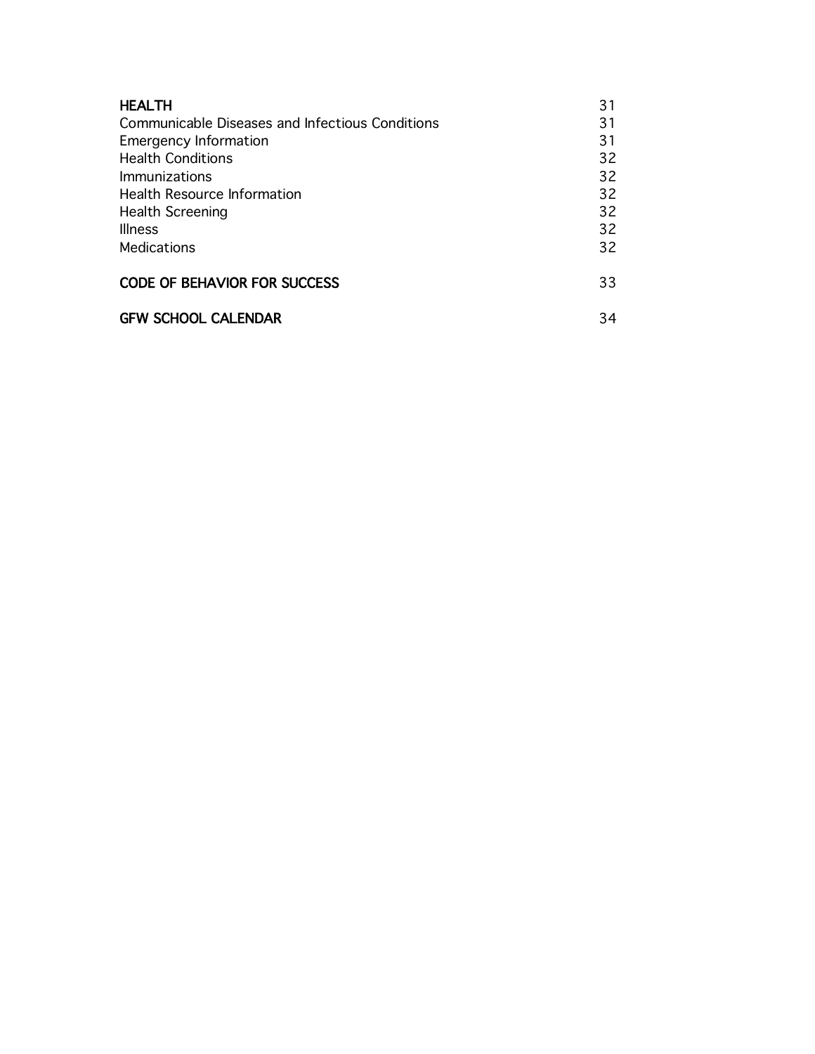| | |
|---|---|
| **HEALTH** | 31 |
| Communicable Diseases and Infectious Conditions | 31 |
| Emergency Information | 31 |
| Health Conditions | 32 |
| Immunizations | 32 |
| Health Resource Information | 32 |
| Health Screening | 32 |
| Illness | 32 |
| Medications | 32 |
| **CODE OF BEHAVIOR FOR SUCCESS** | 33 |
| **GFW SCHOOL CALENDAR** | 34 |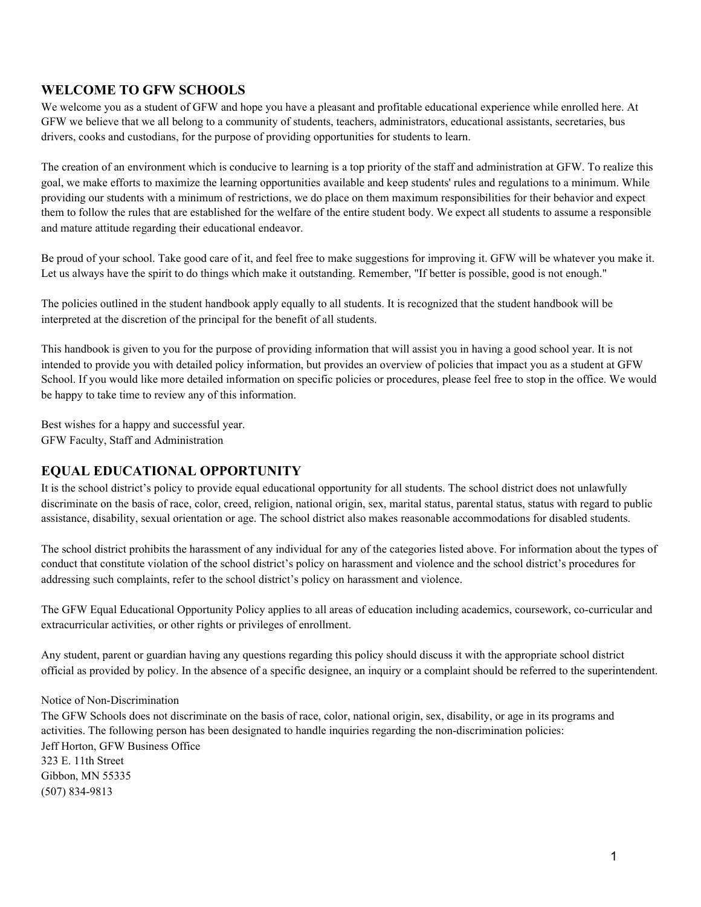## WELCOME TO GFW SCHOOLS

We welcome you as a student of GFW and hope you have a pleasant and profitable educational experience while enrolled here. At GFW we believe that we all belong to a community of students, teachers, administrators, educational assistants, secretaries, bus drivers, cooks and custodians, for the purpose of providing opportunities for students to learn.

The creation of an environment which is conducive to learning is a top priority of the staff and administration at GFW. To realize this goal, we make efforts to maximize the learning opportunities available and keep students' rules and regulations to a minimum. While providing our students with a minimum of restrictions, we do place on them maximum responsibilities for their behavior and expect them to follow the rules that are established for the welfare of the entire student body. We expect all students to assume a responsible and mature attitude regarding their educational endeavor.

Be proud of your school. Take good care of it, and feel free to make suggestions for improving it. GFW will be whatever you make it. Let us always have the spirit to do things which make it outstanding. Remember, "If better is possible, good is not enough."

The policies outlined in the student handbook apply equally to all students. It is recognized that the student handbook will be interpreted at the discretion of the principal for the benefit of all students.

This handbook is given to you for the purpose of providing information that will assist you in having a good school year. It is not intended to provide you with detailed policy information, but provides an overview of policies that impact you as a student at GFW School. If you would like more detailed information on specific policies or procedures, please feel free to stop in the office. We would be happy to take time to review any of this information.

Best wishes for a happy and successful year.
GFW Faculty, Staff and Administration

## EQUAL EDUCATIONAL OPPORTUNITY

It is the school district's policy to provide equal educational opportunity for all students. The school district does not unlawfully discriminate on the basis of race, color, creed, religion, national origin, sex, marital status, parental status, status with regard to public assistance, disability, sexual orientation or age. The school district also makes reasonable accommodations for disabled students.

The school district prohibits the harassment of any individual for any of the categories listed above. For information about the types of conduct that constitute violation of the school district's policy on harassment and violence and the school district's procedures for addressing such complaints, refer to the school district's policy on harassment and violence.

The GFW Equal Educational Opportunity Policy applies to all areas of education including academics, coursework, co-curricular and extracurricular activities, or other rights or privileges of enrollment.

Any student, parent or guardian having any questions regarding this policy should discuss it with the appropriate school district official as provided by policy. In the absence of a specific designee, an inquiry or a complaint should be referred to the superintendent.

Notice of Non-Discrimination

The GFW Schools does not discriminate on the basis of race, color, national origin, sex, disability, or age in its programs and activities. The following person has been designated to handle inquiries regarding the non-discrimination policies:

Jeff Horton, GFW Business Office
323 E. 11th Street
Gibbon, MN 55335
(507) 834-9813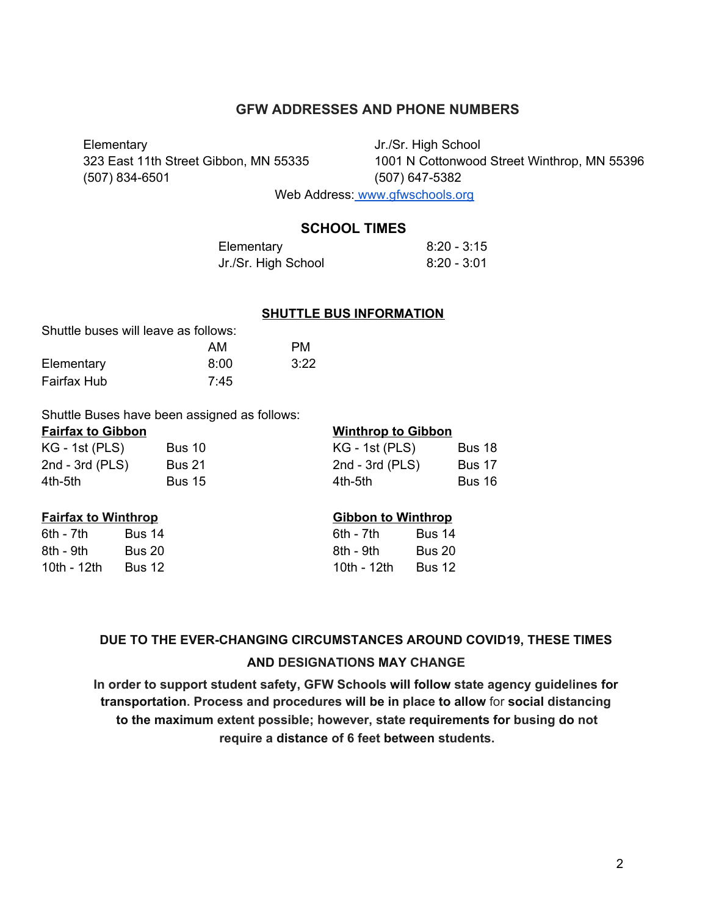## GFW ADDRESSES AND PHONE NUMBERS

Elementary
323 East 11th Street Gibbon, MN 55335
(507) 834-6501

Jr./Sr. High School
1001 N Cottonwood Street Winthrop, MN 55396
(507) 647-5382

Web Address: [www.gfwschools.org](http://www.gfwschools.org)

## SCHOOL TIMES

| | |
|---|---|
| Elementary | 8:20 - 3:15 |
| Jr./Sr. High School | 8:20 - 3:01 |

## SHUTTLE BUS INFORMATION

Shuttle buses will leave as follows:

| | AM | PM |
|---|---|---|
| Elementary | 8:00 | 3:22 |
| Fairfax Hub | 7:45 | |

Shuttle Buses have been assigned as follows:

**Fairfax to Gibbon**

| | |
|---|---|
| KG - 1st (PLS) | Bus 10 |
| 2nd - 3rd (PLS) | Bus 21 |
| 4th-5th | Bus 15 |

**Winthrop to Gibbon**

| | |
|---|---|
| KG - 1st (PLS) | Bus 18 |
| 2nd - 3rd (PLS) | Bus 17 |
| 4th-5th | Bus 16 |

**Fairfax to Winthrop**

| | |
|---|---|
| 6th - 7th | Bus 14 |
| 8th - 9th | Bus 20 |
| 10th - 12th | Bus 12 |

**Gibbon to Winthrop**

| | |
|---|---|
| 6th - 7th | Bus 14 |
| 8th - 9th | Bus 20 |
| 10th - 12th | Bus 12 |

**DUE TO THE EVER-CHANGING CIRCUMSTANCES AROUND COVID19, THESE TIMES AND DESIGNATIONS MAY CHANGE**

**In order to support student safety, GFW Schools will follow state agency guidelines for transportation. Process and procedures will be in place to allow for social distancing to the maximum extent possible; however, state requirements for busing do not require a distance of 6 feet between students.**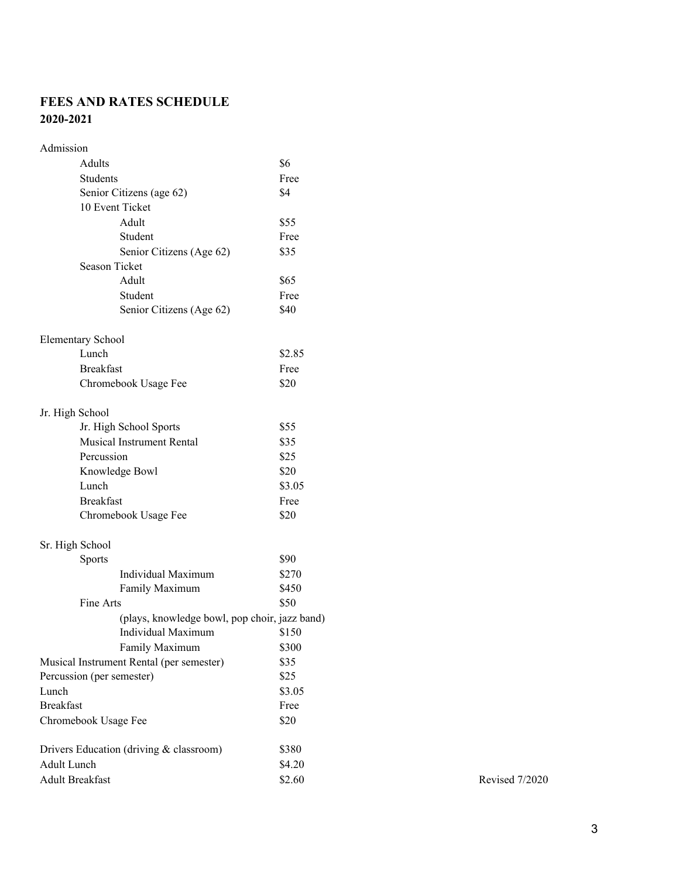## FEES AND RATES SCHEDULE
## 2020-2021

| Item | Fee |
|---|---|
| **Admission** | |
| Adults | $6 |
| Students | Free |
| Senior Citizens (age 62) | $4 |
| 10 Event Ticket | |
| Adult | $55 |
| Student | Free |
| Senior Citizens (Age 62) | $35 |
| Season Ticket | |
| Adult | $65 |
| Student | Free |
| Senior Citizens (Age 62) | $40 |
| **Elementary School** | |
| Lunch | $2.85 |
| Breakfast | Free |
| Chromebook Usage Fee | $20 |
| **Jr. High School** | |
| Jr. High School Sports | $55 |
| Musical Instrument Rental | $35 |
| Percussion | $25 |
| Knowledge Bowl | $20 |
| Lunch | $3.05 |
| Breakfast | Free |
| Chromebook Usage Fee | $20 |
| **Sr. High School** | |
| Sports | $90 |
| Individual Maximum | $270 |
| Family Maximum | $450 |
| Fine Arts (plays, knowledge bowl, pop choir, jazz band) | $50 |
| Individual Maximum | $150 |
| Family Maximum | $300 |
| Musical Instrument Rental (per semester) | $35 |
| Percussion (per semester) | $25 |
| Lunch | $3.05 |
| Breakfast | Free |
| Chromebook Usage Fee | $20 |
| Drivers Education (driving & classroom) | $380 |
| Adult Lunch | $4.20 |
| Adult Breakfast | $2.60 |

Revised 7/2020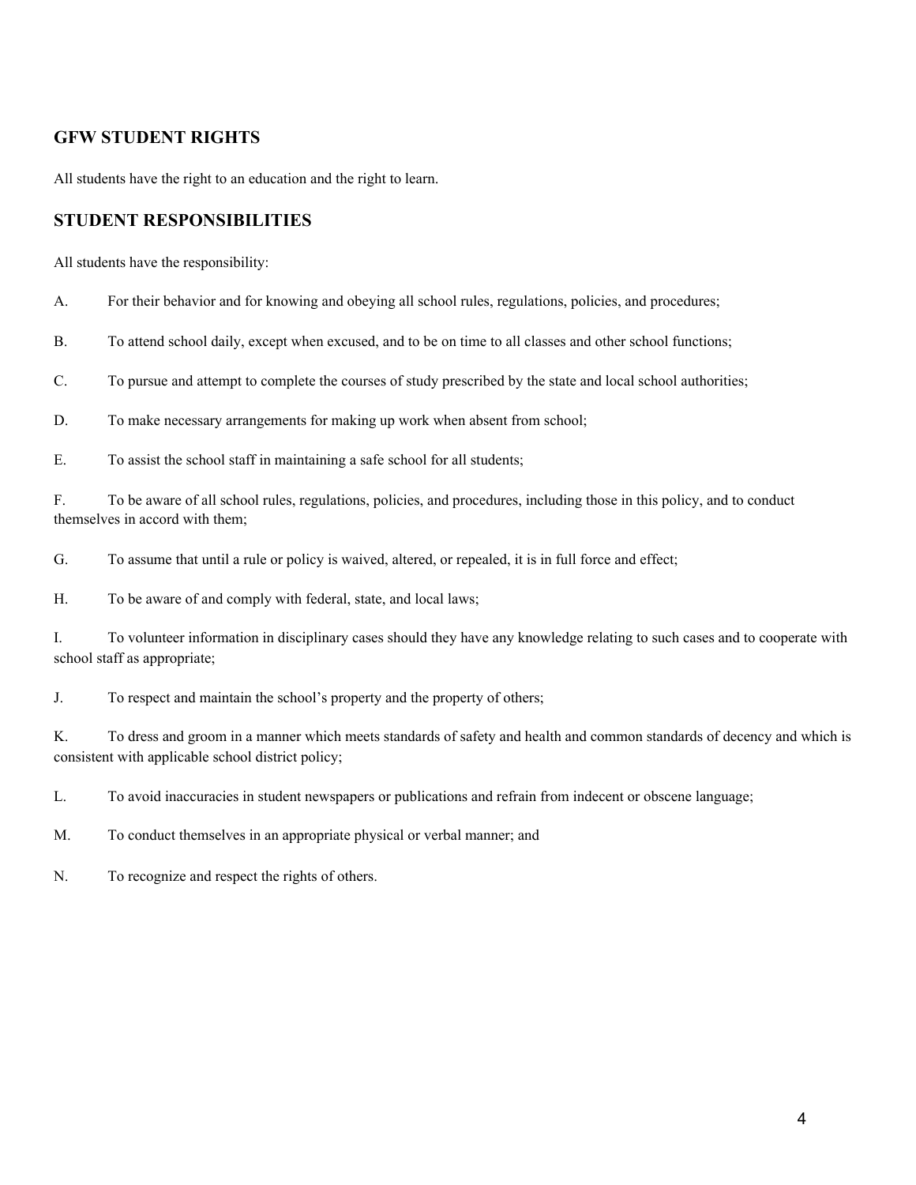## GFW STUDENT RIGHTS

All students have the right to an education and the right to learn.

## STUDENT RESPONSIBILITIES

All students have the responsibility:

A. For their behavior and for knowing and obeying all school rules, regulations, policies, and procedures;

B. To attend school daily, except when excused, and to be on time to all classes and other school functions;

C. To pursue and attempt to complete the courses of study prescribed by the state and local school authorities;

D. To make necessary arrangements for making up work when absent from school;

E. To assist the school staff in maintaining a safe school for all students;

F. To be aware of all school rules, regulations, policies, and procedures, including those in this policy, and to conduct themselves in accord with them;

G. To assume that until a rule or policy is waived, altered, or repealed, it is in full force and effect;

H. To be aware of and comply with federal, state, and local laws;

I. To volunteer information in disciplinary cases should they have any knowledge relating to such cases and to cooperate with school staff as appropriate;

J. To respect and maintain the school's property and the property of others;

K. To dress and groom in a manner which meets standards of safety and health and common standards of decency and which is consistent with applicable school district policy;

L. To avoid inaccuracies in student newspapers or publications and refrain from indecent or obscene language;

M. To conduct themselves in an appropriate physical or verbal manner; and

N. To recognize and respect the rights of others.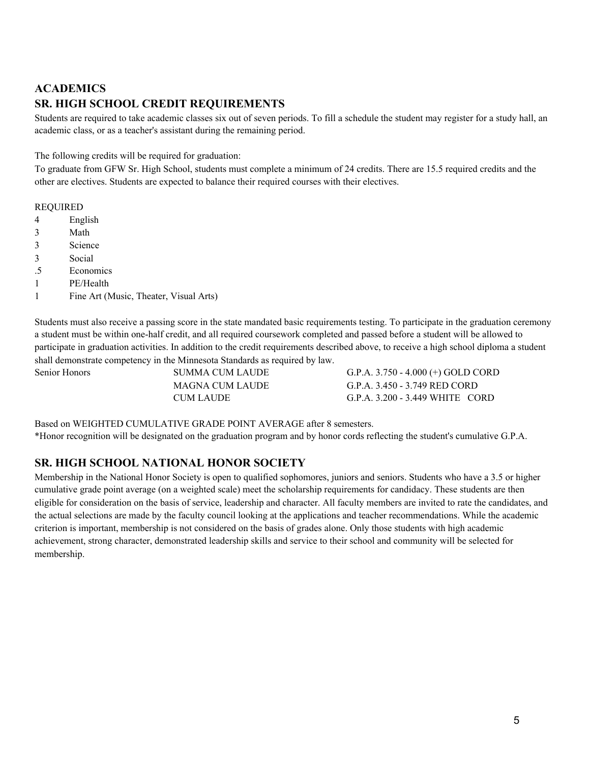## ACADEMICS

## SR. HIGH SCHOOL CREDIT REQUIREMENTS

Students are required to take academic classes six out of seven periods. To fill a schedule the student may register for a study hall, an academic class, or as a teacher's assistant during the remaining period.

The following credits will be required for graduation:
To graduate from GFW Sr. High School, students must complete a minimum of 24 credits. There are 15.5 required credits and the other are electives. Students are expected to balance their required courses with their electives.

REQUIRED

| | |
|---|---|
| 4 | English |
| 3 | Math |
| 3 | Science |
| 3 | Social |
| .5 | Economics |
| 1 | PE/Health |
| 1 | Fine Art (Music, Theater, Visual Arts) |

Students must also receive a passing score in the state mandated basic requirements testing. To participate in the graduation ceremony a student must be within one-half credit, and all required coursework completed and passed before a student will be allowed to participate in graduation activities. In addition to the credit requirements described above, to receive a high school diploma a student shall demonstrate competency in the Minnesota Standards as required by law.

| | | |
|---|---|---|
| Senior Honors | SUMMA CUM LAUDE | G.P.A. 3.750 - 4.000 (+) GOLD CORD |
| | MAGNA CUM LAUDE | G.P.A. 3.450 - 3.749 RED CORD |
| | CUM LAUDE | G.P.A. 3.200 - 3.449 WHITE CORD |

Based on WEIGHTED CUMULATIVE GRADE POINT AVERAGE after 8 semesters.
*Honor recognition will be designated on the graduation program and by honor cords reflecting the student's cumulative G.P.A.

## SR. HIGH SCHOOL NATIONAL HONOR SOCIETY

Membership in the National Honor Society is open to qualified sophomores, juniors and seniors. Students who have a 3.5 or higher cumulative grade point average (on a weighted scale) meet the scholarship requirements for candidacy. These students are then eligible for consideration on the basis of service, leadership and character. All faculty members are invited to rate the candidates, and the actual selections are made by the faculty council looking at the applications and teacher recommendations. While the academic criterion is important, membership is not considered on the basis of grades alone. Only those students with high academic achievement, strong character, demonstrated leadership skills and service to their school and community will be selected for membership.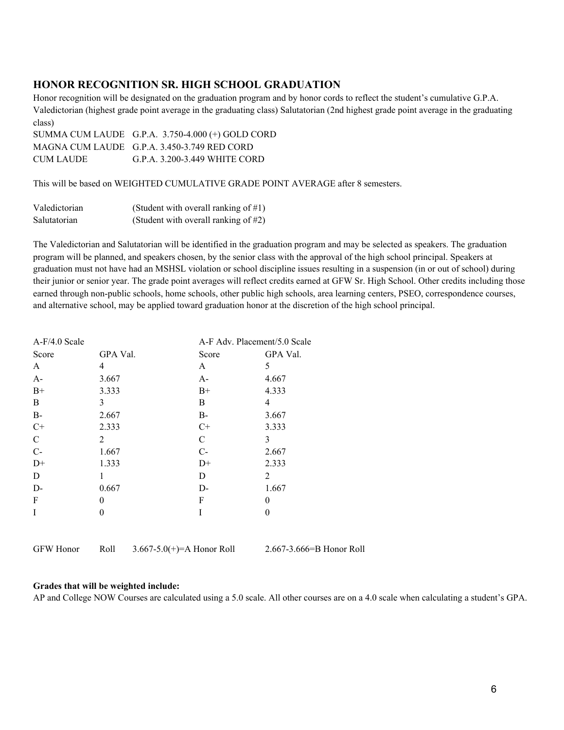## HONOR RECOGNITION SR. HIGH SCHOOL GRADUATION

Honor recognition will be designated on the graduation program and by honor cords to reflect the student's cumulative G.P.A. Valedictorian (highest grade point average in the graduating class) Salutatorian (2nd highest grade point average in the graduating class)

| | |
|---|---|
| SUMMA CUM LAUDE | G.P.A. 3.750-4.000 (+) GOLD CORD |
| MAGNA CUM LAUDE | G.P.A. 3.450-3.749 RED CORD |
| CUM LAUDE | G.P.A. 3.200-3.449 WHITE CORD |

This will be based on WEIGHTED CUMULATIVE GRADE POINT AVERAGE after 8 semesters.

| | |
|---|---|
| Valedictorian | (Student with overall ranking of #1) |
| Salutatorian | (Student with overall ranking of #2) |

The Valedictorian and Salutatorian will be identified in the graduation program and may be selected as speakers. The graduation program will be planned, and speakers chosen, by the senior class with the approval of the high school principal. Speakers at graduation must not have had an MSHSL violation or school discipline issues resulting in a suspension (in or out of school) during their junior or senior year. The grade point averages will reflect credits earned at GFW Sr. High School. Other credits including those earned through non-public schools, home schools, other public high schools, area learning centers, PSEO, correspondence courses, and alternative school, may be applied toward graduation honor at the discretion of the high school principal.

| A-F/4.0 Scale | | A-F Adv. Placement/5.0 Scale | |
|---|---|---|---|
| Score | GPA Val. | Score | GPA Val. |
| A | 4 | A | 5 |
| A- | 3.667 | A- | 4.667 |
| B+ | 3.333 | B+ | 4.333 |
| B | 3 | B | 4 |
| B- | 2.667 | B- | 3.667 |
| C+ | 2.333 | C+ | 3.333 |
| C | 2 | C | 3 |
| C- | 1.667 | C- | 2.667 |
| D+ | 1.333 | D+ | 2.333 |
| D | 1 | D | 2 |
| D- | 0.667 | D- | 1.667 |
| F | 0 | F | 0 |
| I | 0 | I | 0 |

GFW Honor Roll 3.667-5.0(+)=A Honor Roll 2.667-3.666=B Honor Roll

**Grades that will be weighted include:**

AP and College NOW Courses are calculated using a 5.0 scale. All other courses are on a 4.0 scale when calculating a student's GPA.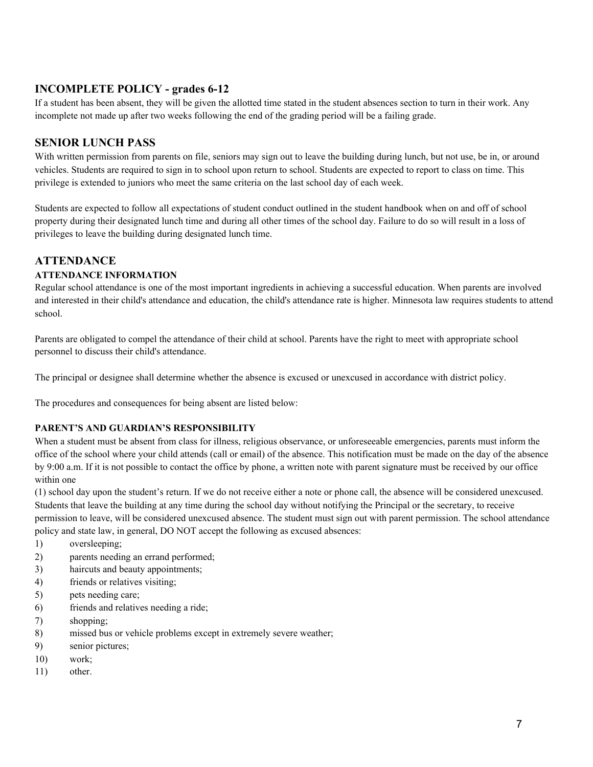## INCOMPLETE POLICY - grades 6-12

If a student has been absent, they will be given the allotted time stated in the student absences section to turn in their work. Any incomplete not made up after two weeks following the end of the grading period will be a failing grade.

## SENIOR LUNCH PASS

With written permission from parents on file, seniors may sign out to leave the building during lunch, but not use, be in, or around vehicles. Students are required to sign in to school upon return to school. Students are expected to report to class on time. This privilege is extended to juniors who meet the same criteria on the last school day of each week.

Students are expected to follow all expectations of student conduct outlined in the student handbook when on and off of school property during their designated lunch time and during all other times of the school day. Failure to do so will result in a loss of privileges to leave the building during designated lunch time.

## ATTENDANCE

### ATTENDANCE INFORMATION

Regular school attendance is one of the most important ingredients in achieving a successful education. When parents are involved and interested in their child's attendance and education, the child's attendance rate is higher. Minnesota law requires students to attend school.

Parents are obligated to compel the attendance of their child at school. Parents have the right to meet with appropriate school personnel to discuss their child's attendance.

The principal or designee shall determine whether the absence is excused or unexcused in accordance with district policy.

The procedures and consequences for being absent are listed below:

### PARENT'S AND GUARDIAN'S RESPONSIBILITY

When a student must be absent from class for illness, religious observance, or unforeseeable emergencies, parents must inform the office of the school where your child attends (call or email) of the absence. This notification must be made on the day of the absence by 9:00 a.m. If it is not possible to contact the office by phone, a written note with parent signature must be received by our office within one

(1) school day upon the student's return. If we do not receive either a note or phone call, the absence will be considered unexcused. Students that leave the building at any time during the school day without notifying the Principal or the secretary, to receive permission to leave, will be considered unexcused absence. The student must sign out with parent permission. The school attendance policy and state law, in general, DO NOT accept the following as excused absences:

1) oversleeping;
2) parents needing an errand performed;
3) haircuts and beauty appointments;
4) friends or relatives visiting;
5) pets needing care;
6) friends and relatives needing a ride;
7) shopping;
8) missed bus or vehicle problems except in extremely severe weather;
9) senior pictures;
10) work;
11) other.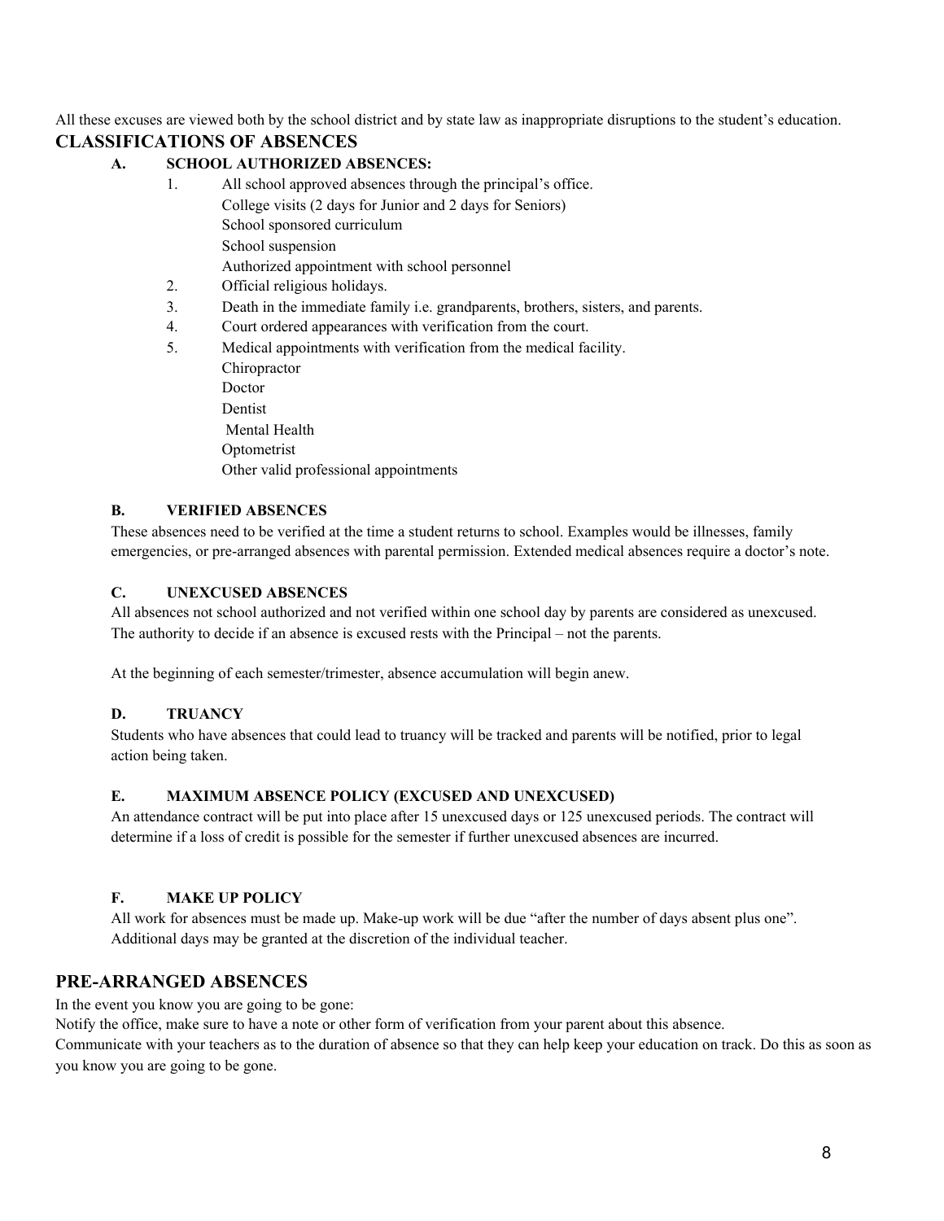All these excuses are viewed both by the school district and by state law as inappropriate disruptions to the student's education.

## CLASSIFICATIONS OF ABSENCES

### A. SCHOOL AUTHORIZED ABSENCES:

1. All school approved absences through the principal's office.
   - College visits (2 days for Junior and 2 days for Seniors)
   - School sponsored curriculum
   - School suspension
   - Authorized appointment with school personnel
2. Official religious holidays.
3. Death in the immediate family i.e. grandparents, brothers, sisters, and parents.
4. Court ordered appearances with verification from the court.
5. Medical appointments with verification from the medical facility.
   - Chiropractor
   - Doctor
   - Dentist
   - Mental Health
   - Optometrist
   - Other valid professional appointments

### B. VERIFIED ABSENCES

These absences need to be verified at the time a student returns to school. Examples would be illnesses, family emergencies, or pre-arranged absences with parental permission. Extended medical absences require a doctor's note.

### C. UNEXCUSED ABSENCES

All absences not school authorized and not verified within one school day by parents are considered as unexcused. The authority to decide if an absence is excused rests with the Principal – not the parents.

At the beginning of each semester/trimester, absence accumulation will begin anew.

### D. TRUANCY

Students who have absences that could lead to truancy will be tracked and parents will be notified, prior to legal action being taken.

### E. MAXIMUM ABSENCE POLICY (EXCUSED AND UNEXCUSED)

An attendance contract will be put into place after 15 unexcused days or 125 unexcused periods. The contract will determine if a loss of credit is possible for the semester if further unexcused absences are incurred.

### F. MAKE UP POLICY

All work for absences must be made up. Make-up work will be due "after the number of days absent plus one". Additional days may be granted at the discretion of the individual teacher.

## PRE-ARRANGED ABSENCES

In the event you know you are going to be gone:

Notify the office, make sure to have a note or other form of verification from your parent about this absence.

Communicate with your teachers as to the duration of absence so that they can help keep your education on track. Do this as soon as you know you are going to be gone.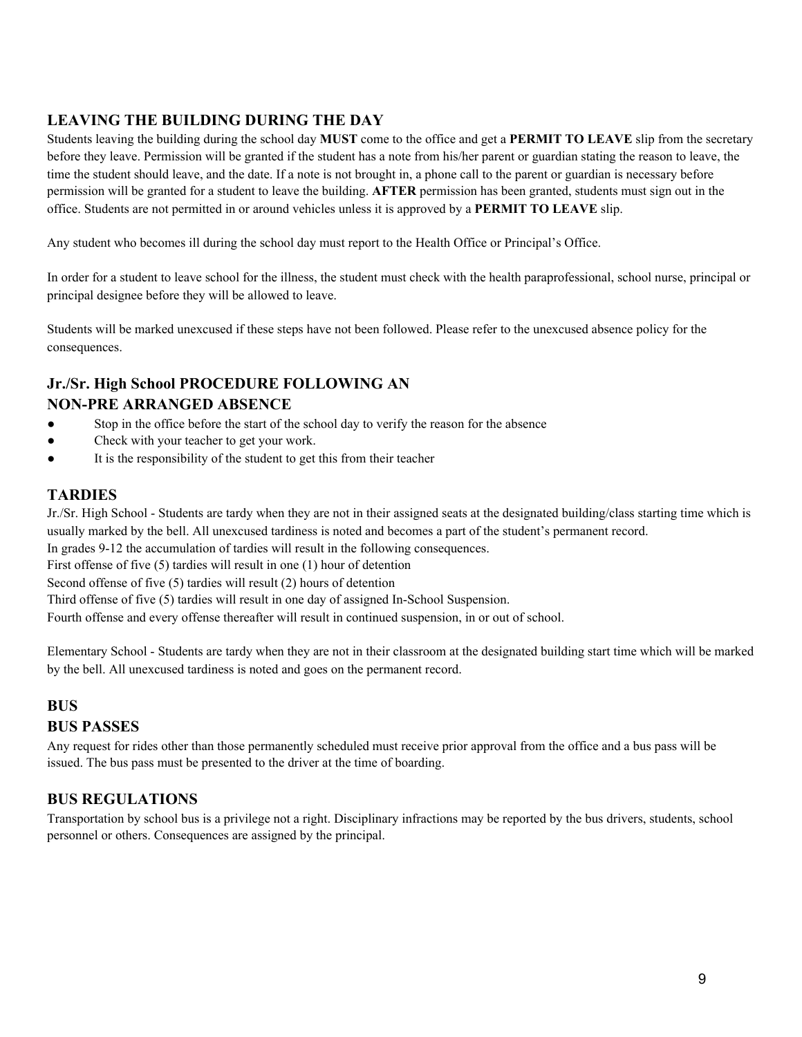## LEAVING THE BUILDING DURING THE DAY

Students leaving the building during the school day **MUST** come to the office and get a **PERMIT TO LEAVE** slip from the secretary before they leave. Permission will be granted if the student has a note from his/her parent or guardian stating the reason to leave, the time the student should leave, and the date. If a note is not brought in, a phone call to the parent or guardian is necessary before permission will be granted for a student to leave the building. **AFTER** permission has been granted, students must sign out in the office. Students are not permitted in or around vehicles unless it is approved by a **PERMIT TO LEAVE** slip.

Any student who becomes ill during the school day must report to the Health Office or Principal's Office.

In order for a student to leave school for the illness, the student must check with the health paraprofessional, school nurse, principal or principal designee before they will be allowed to leave.

Students will be marked unexcused if these steps have not been followed. Please refer to the unexcused absence policy for the consequences.

## Jr./Sr. High School PROCEDURE FOLLOWING AN NON-PRE ARRANGED ABSENCE

- Stop in the office before the start of the school day to verify the reason for the absence
- Check with your teacher to get your work.
- It is the responsibility of the student to get this from their teacher

## TARDIES

Jr./Sr. High School - Students are tardy when they are not in their assigned seats at the designated building/class starting time which is usually marked by the bell. All unexcused tardiness is noted and becomes a part of the student's permanent record.
In grades 9-12 the accumulation of tardies will result in the following consequences.
First offense of five (5) tardies will result in one (1) hour of detention
Second offense of five (5) tardies will result (2) hours of detention
Third offense of five (5) tardies will result in one day of assigned In-School Suspension.
Fourth offense and every offense thereafter will result in continued suspension, in or out of school.

Elementary School - Students are tardy when they are not in their classroom at the designated building start time which will be marked by the bell. All unexcused tardiness is noted and goes on the permanent record.

## BUS

## BUS PASSES

Any request for rides other than those permanently scheduled must receive prior approval from the office and a bus pass will be issued. The bus pass must be presented to the driver at the time of boarding.

## BUS REGULATIONS

Transportation by school bus is a privilege not a right. Disciplinary infractions may be reported by the bus drivers, students, school personnel or others. Consequences are assigned by the principal.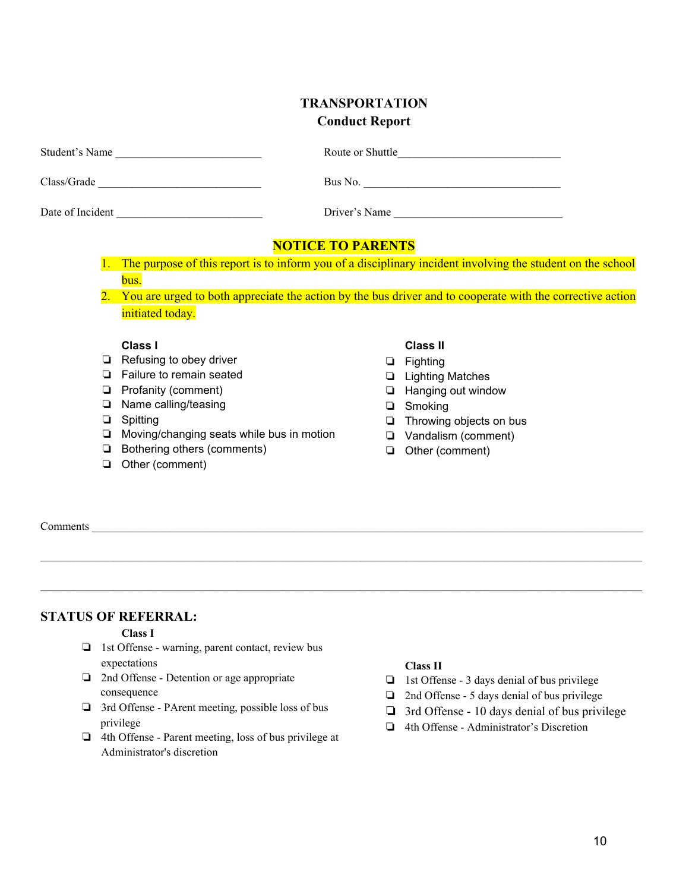# TRANSPORTATION
## Conduct Report

Student's Name ___________________________ Route or Shuttle_____________________________

Class/Grade ______________________________ Bus No. ____________________________________

Date of Incident ___________________________ Driver's Name ______________________________

### NOTICE TO PARENTS

1. The purpose of this report is to inform you of a disciplinary incident involving the student on the school bus.
2. You are urged to both appreciate the action by the bus driver and to cooperate with the corrective action initiated today.

**Class I**

- ❏ Refusing to obey driver
- ❏ Failure to remain seated
- ❏ Profanity (comment)
- ❏ Name calling/teasing
- ❏ Spitting
- ❏ Moving/changing seats while bus in motion
- ❏ Bothering others (comments)
- ❏ Other (comment)

**Class II**

- ❏ Fighting
- ❏ Lighting Matches
- ❏ Hanging out window
- ❏ Smoking
- ❏ Throwing objects on bus
- ❏ Vandalism (comment)
- ❏ Other (comment)

Comments ___________________________________________________________________________

____________________________________________________________________________________

____________________________________________________________________________________

## STATUS OF REFERRAL:

**Class I**

- ❏ 1st Offense - warning, parent contact, review bus expectations
- ❏ 2nd Offense - Detention or age appropriate consequence
- ❏ 3rd Offense - PArent meeting, possible loss of bus privilege
- ❏ 4th Offense - Parent meeting, loss of bus privilege at Administrator's discretion

**Class II**

- ❏ 1st Offense - 3 days denial of bus privilege
- ❏ 2nd Offense - 5 days denial of bus privilege
- ❏ 3rd Offense - 10 days denial of bus privilege
- ❏ 4th Offense - Administrator's Discretion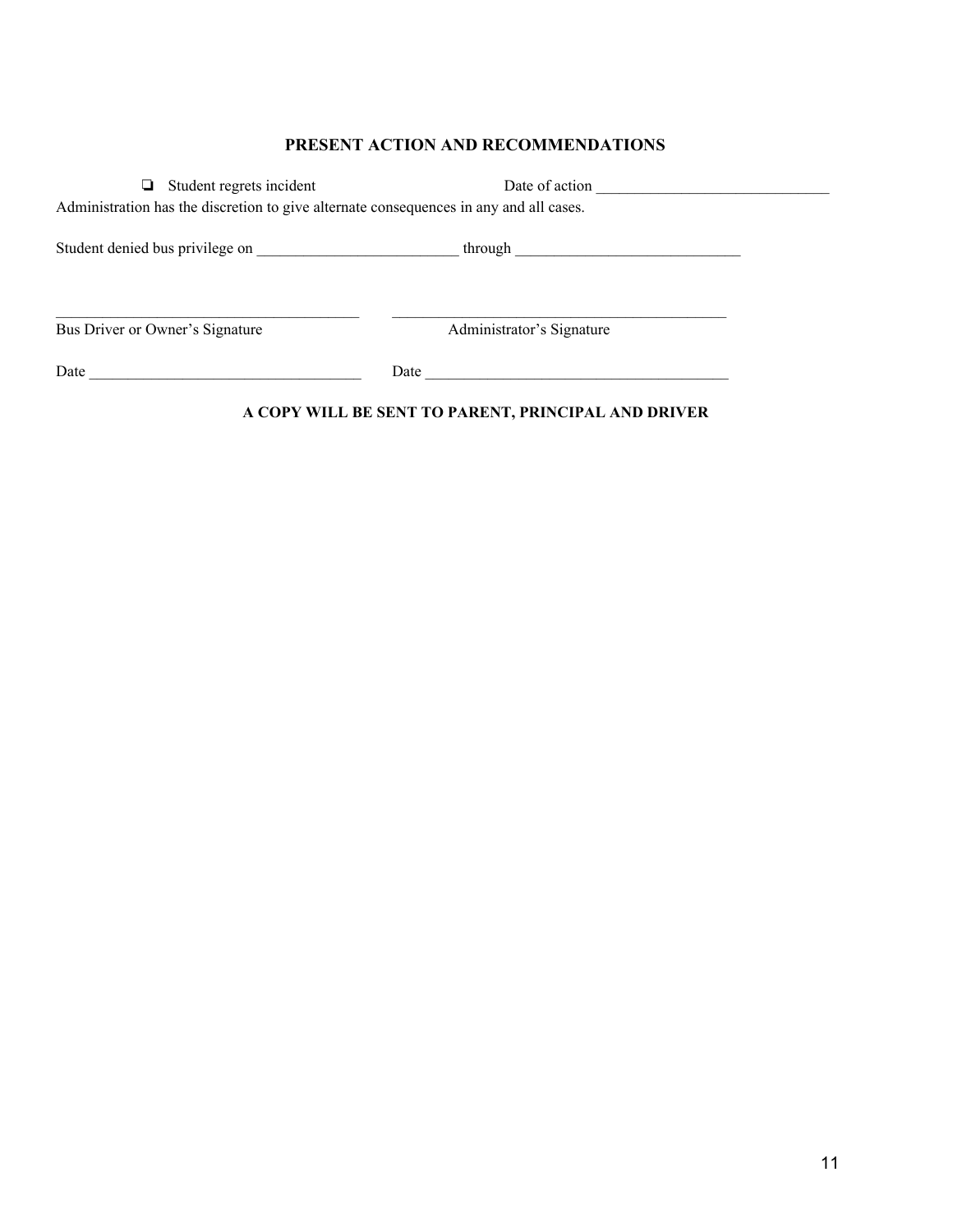## PRESENT ACTION AND RECOMMENDATIONS

- ❏ Student regrets incident　　　　　　Date of action ______________________________

Administration has the discretion to give alternate consequences in any and all cases.

Student denied bus privilege on __________________________ through _____________________________

_______________________________________　　_________________________________________

Bus Driver or Owner's Signature　　　　　　　Administrator's Signature

Date ___________________________________　　Date _______________________________________

**A COPY WILL BE SENT TO PARENT, PRINCIPAL AND DRIVER**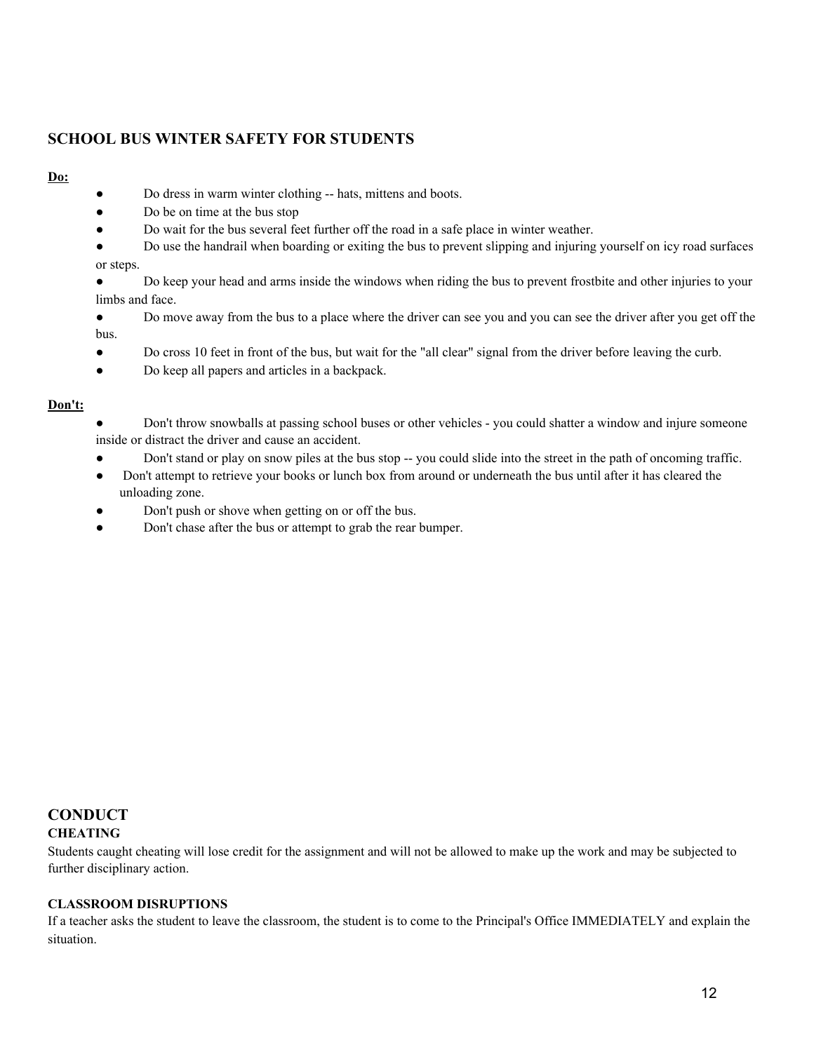## SCHOOL BUS WINTER SAFETY FOR STUDENTS

**Do:**

- Do dress in warm winter clothing -- hats, mittens and boots.
- Do be on time at the bus stop
- Do wait for the bus several feet further off the road in a safe place in winter weather.
- Do use the handrail when boarding or exiting the bus to prevent slipping and injuring yourself on icy road surfaces or steps.
- Do keep your head and arms inside the windows when riding the bus to prevent frostbite and other injuries to your limbs and face.
- Do move away from the bus to a place where the driver can see you and you can see the driver after you get off the bus.
- Do cross 10 feet in front of the bus, but wait for the "all clear" signal from the driver before leaving the curb.
- Do keep all papers and articles in a backpack.

**Don't:**

- Don't throw snowballs at passing school buses or other vehicles - you could shatter a window and injure someone inside or distract the driver and cause an accident.
- Don't stand or play on snow piles at the bus stop -- you could slide into the street in the path of oncoming traffic.
- Don't attempt to retrieve your books or lunch box from around or underneath the bus until after it has cleared the unloading zone.
- Don't push or shove when getting on or off the bus.
- Don't chase after the bus or attempt to grab the rear bumper.

## CONDUCT

### CHEATING

Students caught cheating will lose credit for the assignment and will not be allowed to make up the work and may be subjected to further disciplinary action.

### CLASSROOM DISRUPTIONS

If a teacher asks the student to leave the classroom, the student is to come to the Principal's Office IMMEDIATELY and explain the situation.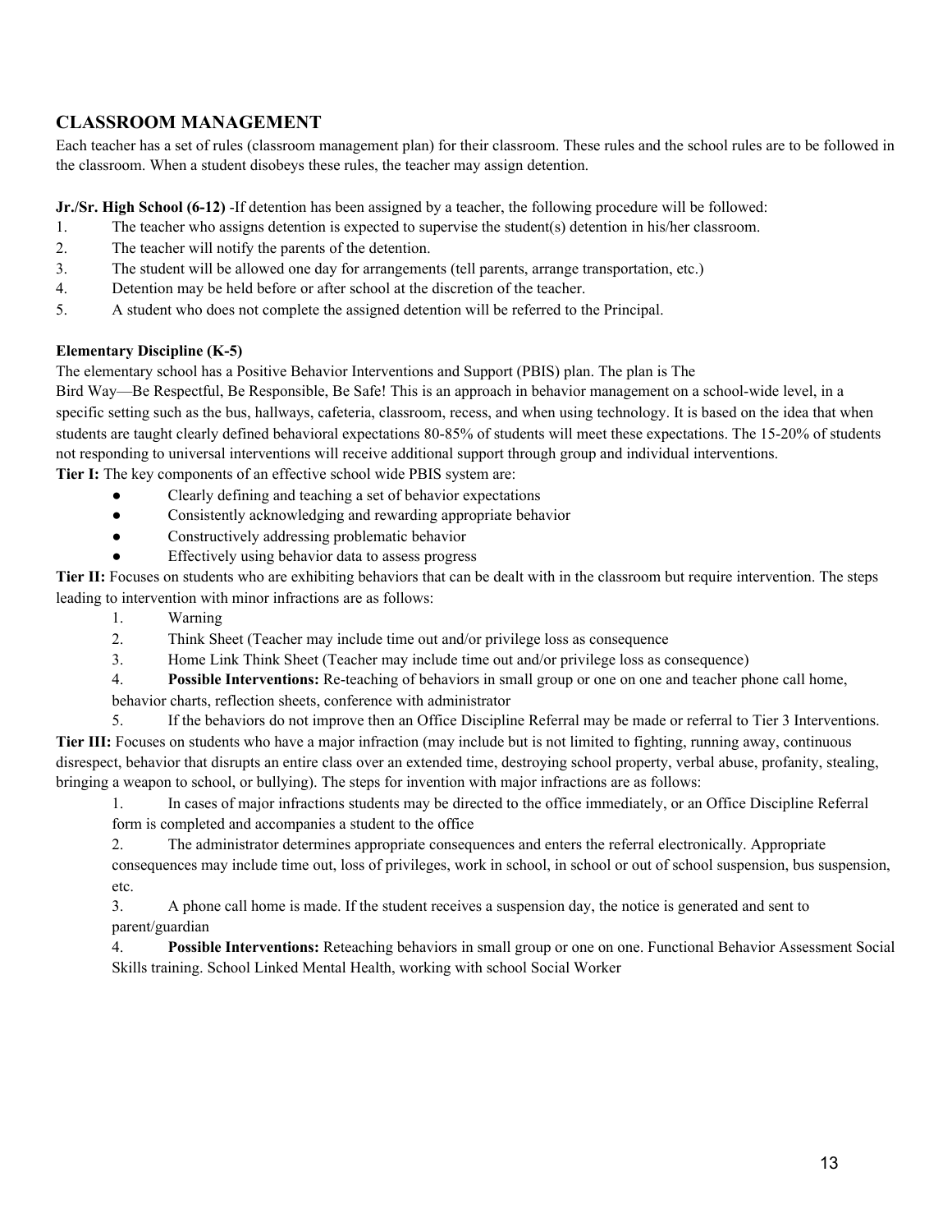## CLASSROOM MANAGEMENT

Each teacher has a set of rules (classroom management plan) for their classroom. These rules and the school rules are to be followed in the classroom. When a student disobeys these rules, the teacher may assign detention.

**Jr./Sr. High School (6-12)** -If detention has been assigned by a teacher, the following procedure will be followed:

1. The teacher who assigns detention is expected to supervise the student(s) detention in his/her classroom.
2. The teacher will notify the parents of the detention.
3. The student will be allowed one day for arrangements (tell parents, arrange transportation, etc.)
4. Detention may be held before or after school at the discretion of the teacher.
5. A student who does not complete the assigned detention will be referred to the Principal.

**Elementary Discipline (K-5)**

The elementary school has a Positive Behavior Interventions and Support (PBIS) plan. The plan is The Bird Way—Be Respectful, Be Responsible, Be Safe! This is an approach in behavior management on a school-wide level, in a specific setting such as the bus, hallways, cafeteria, classroom, recess, and when using technology. It is based on the idea that when students are taught clearly defined behavioral expectations 80-85% of students will meet these expectations. The 15-20% of students not responding to universal interventions will receive additional support through group and individual interventions.

**Tier I:** The key components of an effective school wide PBIS system are:

- Clearly defining and teaching a set of behavior expectations
- Consistently acknowledging and rewarding appropriate behavior
- Constructively addressing problematic behavior
- Effectively using behavior data to assess progress

**Tier II:** Focuses on students who are exhibiting behaviors that can be dealt with in the classroom but require intervention. The steps leading to intervention with minor infractions are as follows:

1. Warning
2. Think Sheet (Teacher may include time out and/or privilege loss as consequence
3. Home Link Think Sheet (Teacher may include time out and/or privilege loss as consequence)
4. **Possible Interventions:** Re-teaching of behaviors in small group or one on one and teacher phone call home, behavior charts, reflection sheets, conference with administrator
5. If the behaviors do not improve then an Office Discipline Referral may be made or referral to Tier 3 Interventions.

**Tier III:** Focuses on students who have a major infraction (may include but is not limited to fighting, running away, continuous disrespect, behavior that disrupts an entire class over an extended time, destroying school property, verbal abuse, profanity, stealing, bringing a weapon to school, or bullying). The steps for invention with major infractions are as follows:

1. In cases of major infractions students may be directed to the office immediately, or an Office Discipline Referral form is completed and accompanies a student to the office
2. The administrator determines appropriate consequences and enters the referral electronically. Appropriate consequences may include time out, loss of privileges, work in school, in school or out of school suspension, bus suspension, etc.
3. A phone call home is made. If the student receives a suspension day, the notice is generated and sent to parent/guardian
4. **Possible Interventions:** Reteaching behaviors in small group or one on one. Functional Behavior Assessment Social Skills training. School Linked Mental Health, working with school Social Worker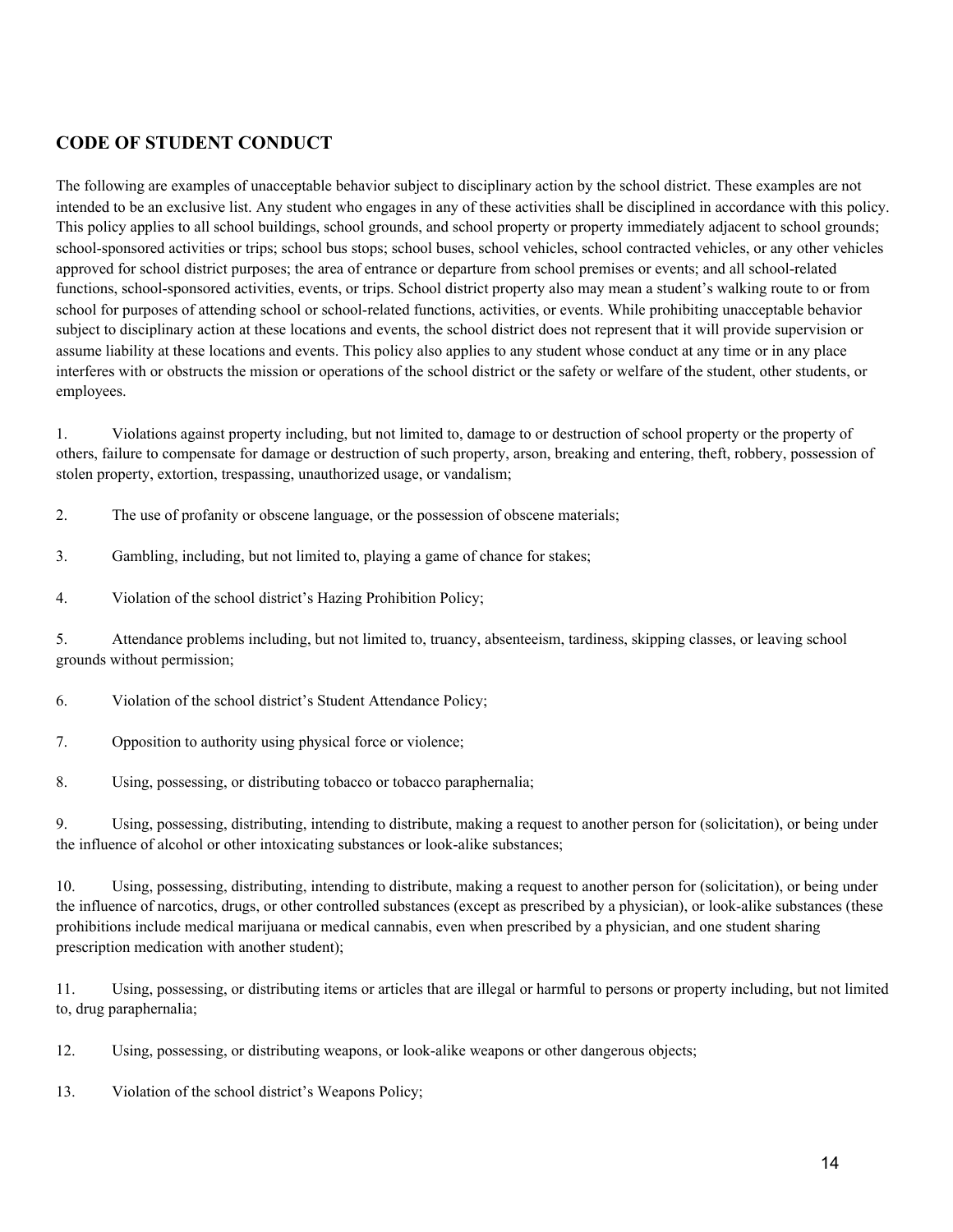## CODE OF STUDENT CONDUCT

The following are examples of unacceptable behavior subject to disciplinary action by the school district. These examples are not intended to be an exclusive list. Any student who engages in any of these activities shall be disciplined in accordance with this policy. This policy applies to all school buildings, school grounds, and school property or property immediately adjacent to school grounds; school-sponsored activities or trips; school bus stops; school buses, school vehicles, school contracted vehicles, or any other vehicles approved for school district purposes; the area of entrance or departure from school premises or events; and all school-related functions, school-sponsored activities, events, or trips. School district property also may mean a student's walking route to or from school for purposes of attending school or school-related functions, activities, or events. While prohibiting unacceptable behavior subject to disciplinary action at these locations and events, the school district does not represent that it will provide supervision or assume liability at these locations and events. This policy also applies to any student whose conduct at any time or in any place interferes with or obstructs the mission or operations of the school district or the safety or welfare of the student, other students, or employees.

1. Violations against property including, but not limited to, damage to or destruction of school property or the property of others, failure to compensate for damage or destruction of such property, arson, breaking and entering, theft, robbery, possession of stolen property, extortion, trespassing, unauthorized usage, or vandalism;

2. The use of profanity or obscene language, or the possession of obscene materials;

3. Gambling, including, but not limited to, playing a game of chance for stakes;

4. Violation of the school district's Hazing Prohibition Policy;

5. Attendance problems including, but not limited to, truancy, absenteeism, tardiness, skipping classes, or leaving school grounds without permission;

6. Violation of the school district's Student Attendance Policy;

7. Opposition to authority using physical force or violence;

8. Using, possessing, or distributing tobacco or tobacco paraphernalia;

9. Using, possessing, distributing, intending to distribute, making a request to another person for (solicitation), or being under the influence of alcohol or other intoxicating substances or look-alike substances;

10. Using, possessing, distributing, intending to distribute, making a request to another person for (solicitation), or being under the influence of narcotics, drugs, or other controlled substances (except as prescribed by a physician), or look-alike substances (these prohibitions include medical marijuana or medical cannabis, even when prescribed by a physician, and one student sharing prescription medication with another student);

11. Using, possessing, or distributing items or articles that are illegal or harmful to persons or property including, but not limited to, drug paraphernalia;

12. Using, possessing, or distributing weapons, or look-alike weapons or other dangerous objects;

13. Violation of the school district's Weapons Policy;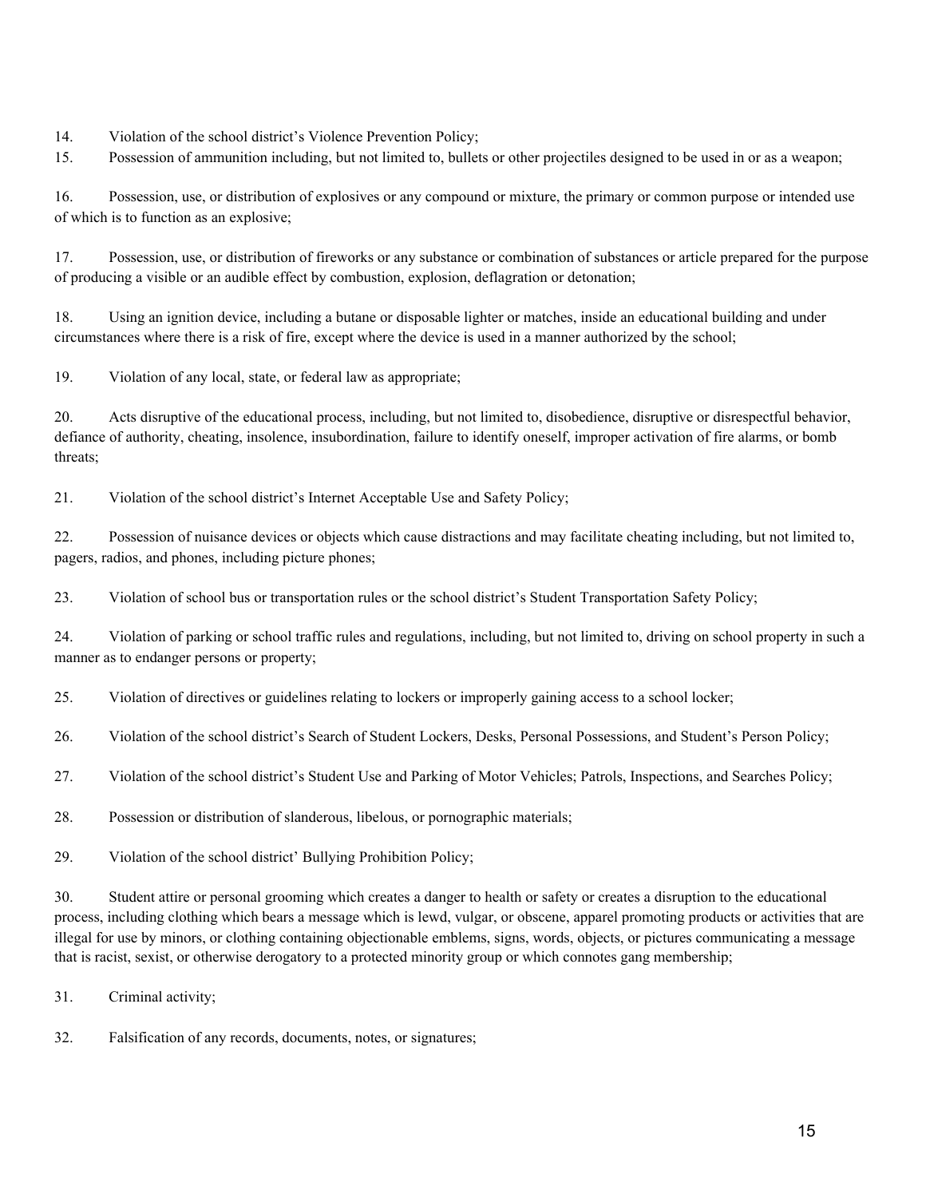14. Violation of the school district's Violence Prevention Policy;
15. Possession of ammunition including, but not limited to, bullets or other projectiles designed to be used in or as a weapon;

16. Possession, use, or distribution of explosives or any compound or mixture, the primary or common purpose or intended use of which is to function as an explosive;

17. Possession, use, or distribution of fireworks or any substance or combination of substances or article prepared for the purpose of producing a visible or an audible effect by combustion, explosion, deflagration or detonation;

18. Using an ignition device, including a butane or disposable lighter or matches, inside an educational building and under circumstances where there is a risk of fire, except where the device is used in a manner authorized by the school;

19. Violation of any local, state, or federal law as appropriate;

20. Acts disruptive of the educational process, including, but not limited to, disobedience, disruptive or disrespectful behavior, defiance of authority, cheating, insolence, insubordination, failure to identify oneself, improper activation of fire alarms, or bomb threats;

21. Violation of the school district's Internet Acceptable Use and Safety Policy;

22. Possession of nuisance devices or objects which cause distractions and may facilitate cheating including, but not limited to, pagers, radios, and phones, including picture phones;

23. Violation of school bus or transportation rules or the school district's Student Transportation Safety Policy;

24. Violation of parking or school traffic rules and regulations, including, but not limited to, driving on school property in such a manner as to endanger persons or property;

25. Violation of directives or guidelines relating to lockers or improperly gaining access to a school locker;

26. Violation of the school district's Search of Student Lockers, Desks, Personal Possessions, and Student's Person Policy;

27. Violation of the school district's Student Use and Parking of Motor Vehicles; Patrols, Inspections, and Searches Policy;

28. Possession or distribution of slanderous, libelous, or pornographic materials;

29. Violation of the school district' Bullying Prohibition Policy;

30. Student attire or personal grooming which creates a danger to health or safety or creates a disruption to the educational process, including clothing which bears a message which is lewd, vulgar, or obscene, apparel promoting products or activities that are illegal for use by minors, or clothing containing objectionable emblems, signs, words, objects, or pictures communicating a message that is racist, sexist, or otherwise derogatory to a protected minority group or which connotes gang membership;

31. Criminal activity;

32. Falsification of any records, documents, notes, or signatures;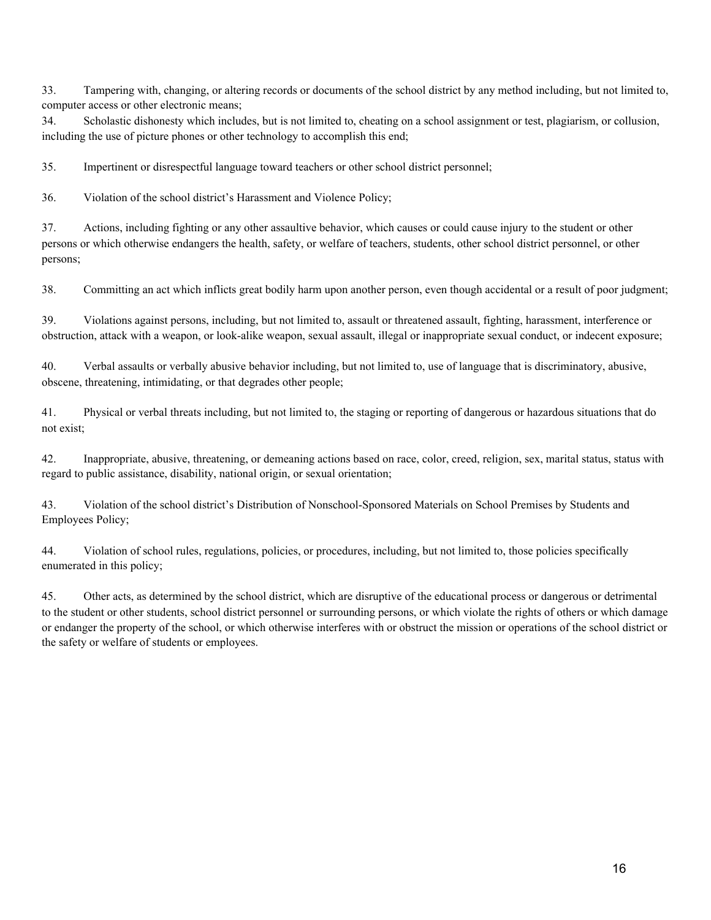33. Tampering with, changing, or altering records or documents of the school district by any method including, but not limited to, computer access or other electronic means;

34. Scholastic dishonesty which includes, but is not limited to, cheating on a school assignment or test, plagiarism, or collusion, including the use of picture phones or other technology to accomplish this end;

35. Impertinent or disrespectful language toward teachers or other school district personnel;

36. Violation of the school district's Harassment and Violence Policy;

37. Actions, including fighting or any other assaultive behavior, which causes or could cause injury to the student or other persons or which otherwise endangers the health, safety, or welfare of teachers, students, other school district personnel, or other persons;

38. Committing an act which inflicts great bodily harm upon another person, even though accidental or a result of poor judgment;

39. Violations against persons, including, but not limited to, assault or threatened assault, fighting, harassment, interference or obstruction, attack with a weapon, or look-alike weapon, sexual assault, illegal or inappropriate sexual conduct, or indecent exposure;

40. Verbal assaults or verbally abusive behavior including, but not limited to, use of language that is discriminatory, abusive, obscene, threatening, intimidating, or that degrades other people;

41. Physical or verbal threats including, but not limited to, the staging or reporting of dangerous or hazardous situations that do not exist;

42. Inappropriate, abusive, threatening, or demeaning actions based on race, color, creed, religion, sex, marital status, status with regard to public assistance, disability, national origin, or sexual orientation;

43. Violation of the school district's Distribution of Nonschool-Sponsored Materials on School Premises by Students and Employees Policy;

44. Violation of school rules, regulations, policies, or procedures, including, but not limited to, those policies specifically enumerated in this policy;

45. Other acts, as determined by the school district, which are disruptive of the educational process or dangerous or detrimental to the student or other students, school district personnel or surrounding persons, or which violate the rights of others or which damage or endanger the property of the school, or which otherwise interferes with or obstruct the mission or operations of the school district or the safety or welfare of students or employees.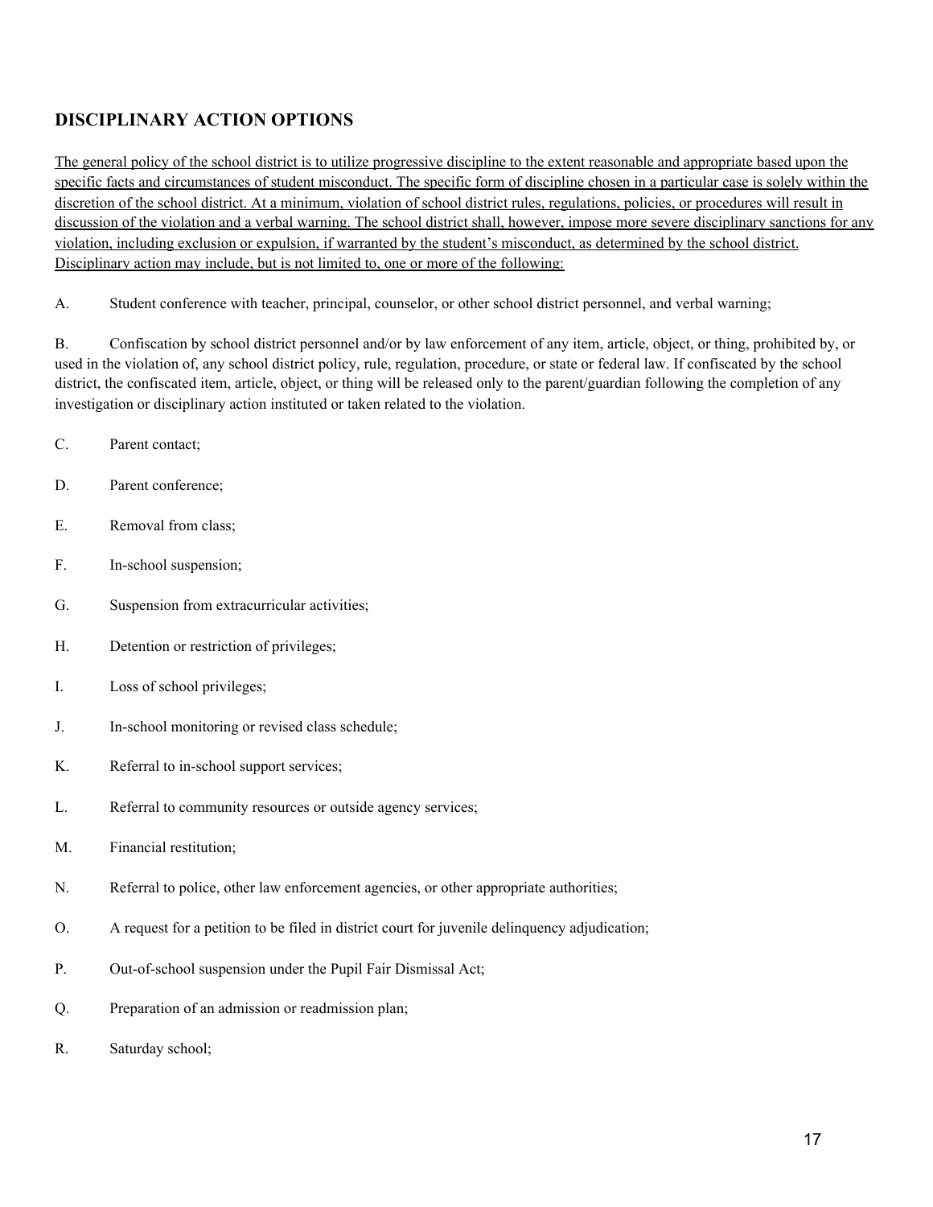## DISCIPLINARY ACTION OPTIONS

<u>The general policy of the school district is to utilize progressive discipline to the extent reasonable and appropriate based upon the specific facts and circumstances of student misconduct. The specific form of discipline chosen in a particular case is solely within the discretion of the school district. At a minimum, violation of school district rules, regulations, policies, or procedures will result in discussion of the violation and a verbal warning. The school district shall, however, impose more severe disciplinary sanctions for any violation, including exclusion or expulsion, if warranted by the student's misconduct, as determined by the school district. Disciplinary action may include, but is not limited to, one or more of the following:</u>

A. Student conference with teacher, principal, counselor, or other school district personnel, and verbal warning;

B. Confiscation by school district personnel and/or by law enforcement of any item, article, object, or thing, prohibited by, or used in the violation of, any school district policy, rule, regulation, procedure, or state or federal law. If confiscated by the school district, the confiscated item, article, object, or thing will be released only to the parent/guardian following the completion of any investigation or disciplinary action instituted or taken related to the violation.

C. Parent contact;

D. Parent conference;

E. Removal from class;

F. In-school suspension;

G. Suspension from extracurricular activities;

H. Detention or restriction of privileges;

I. Loss of school privileges;

J. In-school monitoring or revised class schedule;

K. Referral to in-school support services;

L. Referral to community resources or outside agency services;

M. Financial restitution;

N. Referral to police, other law enforcement agencies, or other appropriate authorities;

O. A request for a petition to be filed in district court for juvenile delinquency adjudication;

P. Out-of-school suspension under the Pupil Fair Dismissal Act;

Q. Preparation of an admission or readmission plan;

R. Saturday school;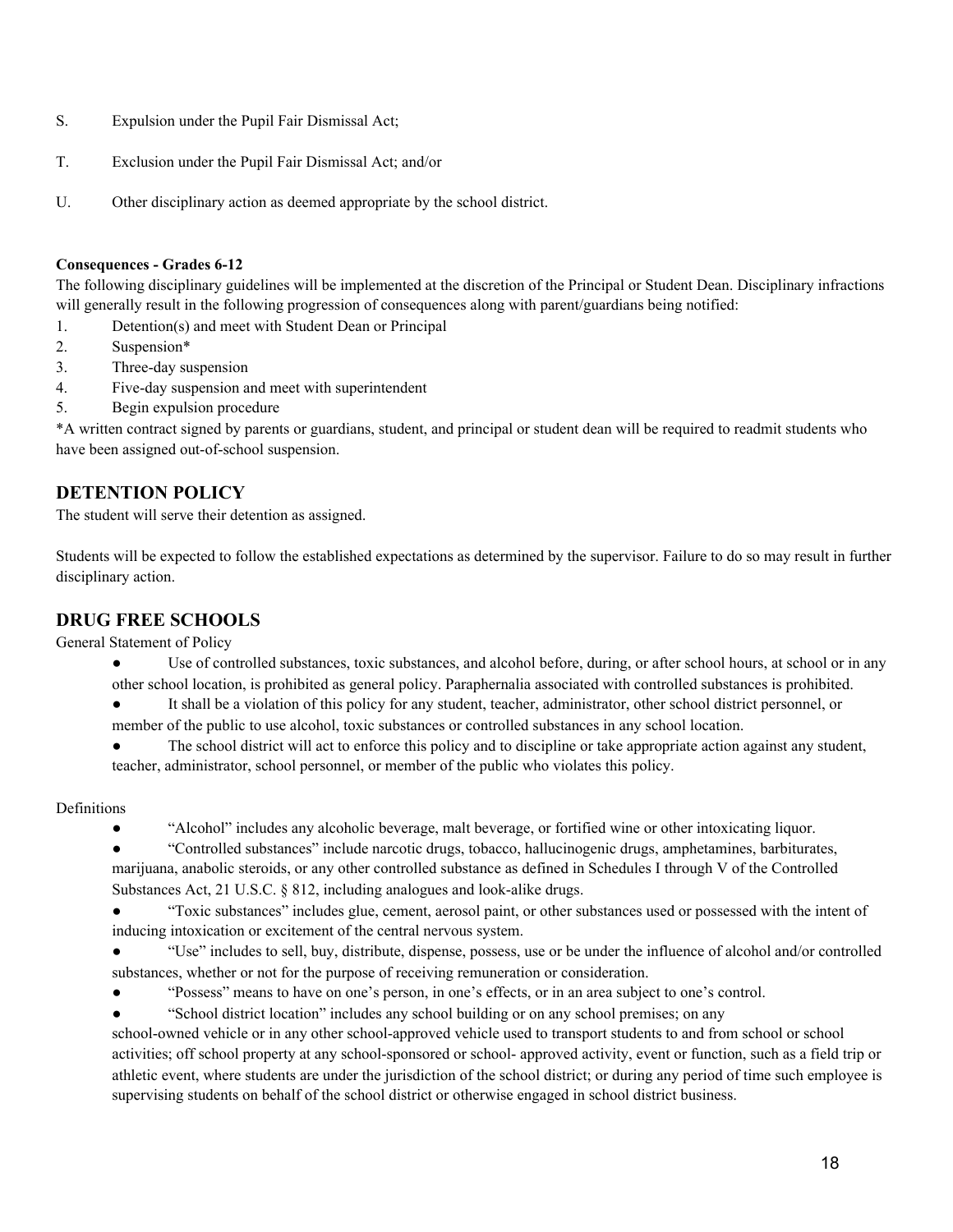S. Expulsion under the Pupil Fair Dismissal Act;

T. Exclusion under the Pupil Fair Dismissal Act; and/or

U. Other disciplinary action as deemed appropriate by the school district.

**Consequences - Grades 6-12**

The following disciplinary guidelines will be implemented at the discretion of the Principal or Student Dean. Disciplinary infractions will generally result in the following progression of consequences along with parent/guardians being notified:

1. Detention(s) and meet with Student Dean or Principal
2. Suspension*
3. Three-day suspension
4. Five-day suspension and meet with superintendent
5. Begin expulsion procedure

*A written contract signed by parents or guardians, student, and principal or student dean will be required to readmit students who have been assigned out-of-school suspension.

## DETENTION POLICY

The student will serve their detention as assigned.

Students will be expected to follow the established expectations as determined by the supervisor. Failure to do so may result in further disciplinary action.

## DRUG FREE SCHOOLS

General Statement of Policy

- Use of controlled substances, toxic substances, and alcohol before, during, or after school hours, at school or in any other school location, is prohibited as general policy. Paraphernalia associated with controlled substances is prohibited.
- It shall be a violation of this policy for any student, teacher, administrator, other school district personnel, or member of the public to use alcohol, toxic substances or controlled substances in any school location.
- The school district will act to enforce this policy and to discipline or take appropriate action against any student, teacher, administrator, school personnel, or member of the public who violates this policy.

Definitions

- "Alcohol" includes any alcoholic beverage, malt beverage, or fortified wine or other intoxicating liquor.
- "Controlled substances" include narcotic drugs, tobacco, hallucinogenic drugs, amphetamines, barbiturates, marijuana, anabolic steroids, or any other controlled substance as defined in Schedules I through V of the Controlled Substances Act, 21 U.S.C. § 812, including analogues and look-alike drugs.
- "Toxic substances" includes glue, cement, aerosol paint, or other substances used or possessed with the intent of inducing intoxication or excitement of the central nervous system.
- "Use" includes to sell, buy, distribute, dispense, possess, use or be under the influence of alcohol and/or controlled substances, whether or not for the purpose of receiving remuneration or consideration.
- "Possess" means to have on one's person, in one's effects, or in an area subject to one's control.
- "School district location" includes any school building or on any school premises; on any school-owned vehicle or in any other school-approved vehicle used to transport students to and from school or school activities; off school property at any school-sponsored or school- approved activity, event or function, such as a field trip or athletic event, where students are under the jurisdiction of the school district; or during any period of time such employee is supervising students on behalf of the school district or otherwise engaged in school district business.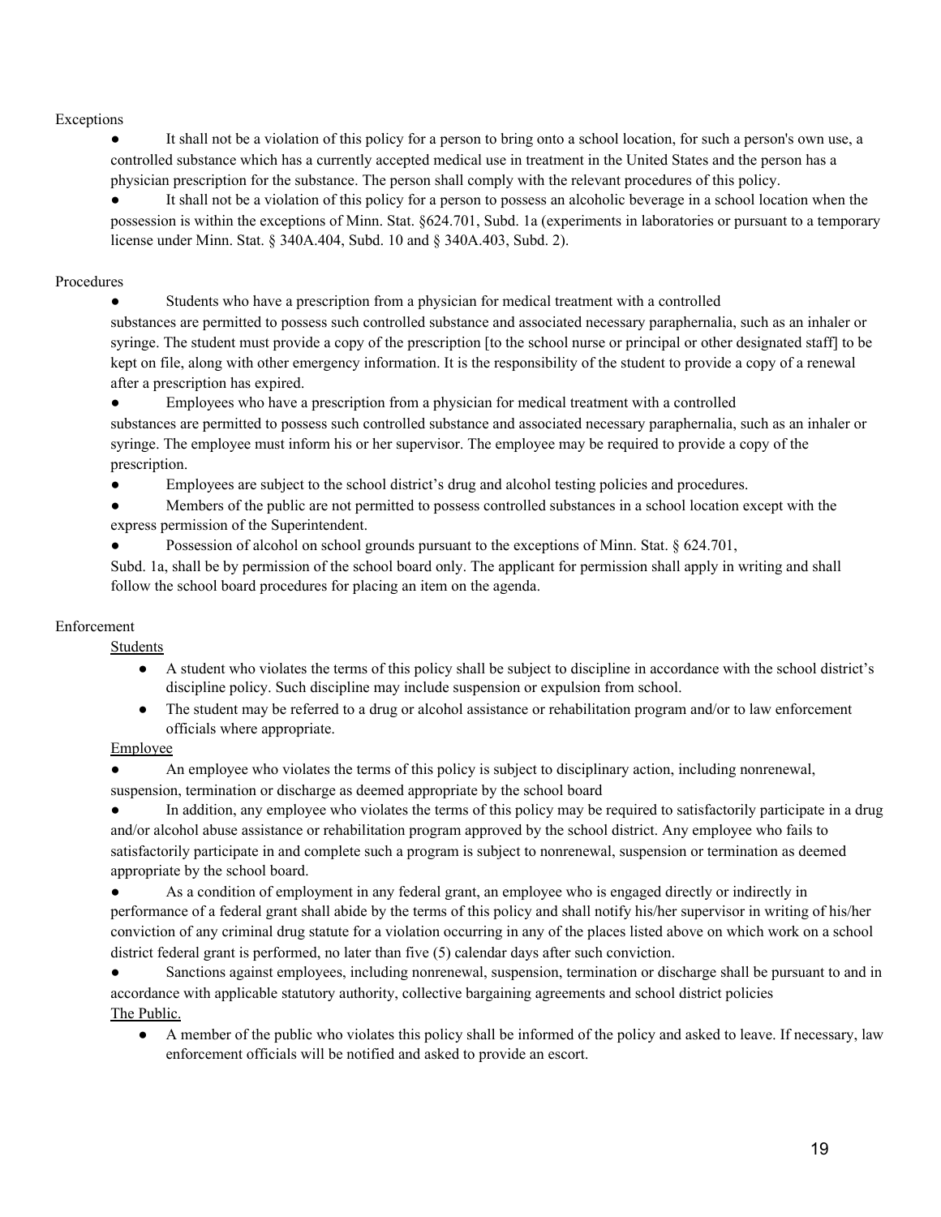Exceptions

- It shall not be a violation of this policy for a person to bring onto a school location, for such a person's own use, a controlled substance which has a currently accepted medical use in treatment in the United States and the person has a physician prescription for the substance. The person shall comply with the relevant procedures of this policy.
- It shall not be a violation of this policy for a person to possess an alcoholic beverage in a school location when the possession is within the exceptions of Minn. Stat. §624.701, Subd. 1a (experiments in laboratories or pursuant to a temporary license under Minn. Stat. § 340A.404, Subd. 10 and § 340A.403, Subd. 2).

Procedures

- Students who have a prescription from a physician for medical treatment with a controlled substances are permitted to possess such controlled substance and associated necessary paraphernalia, such as an inhaler or syringe. The student must provide a copy of the prescription [to the school nurse or principal or other designated staff] to be kept on file, along with other emergency information. It is the responsibility of the student to provide a copy of a renewal after a prescription has expired.
- Employees who have a prescription from a physician for medical treatment with a controlled substances are permitted to possess such controlled substance and associated necessary paraphernalia, such as an inhaler or syringe. The employee must inform his or her supervisor. The employee may be required to provide a copy of the prescription.
- Employees are subject to the school district's drug and alcohol testing policies and procedures.
- Members of the public are not permitted to possess controlled substances in a school location except with the express permission of the Superintendent.
- Possession of alcohol on school grounds pursuant to the exceptions of Minn. Stat. § 624.701, Subd. 1a, shall be by permission of the school board only. The applicant for permission shall apply in writing and shall follow the school board procedures for placing an item on the agenda.

Enforcement

<u>Students</u>

- A student who violates the terms of this policy shall be subject to discipline in accordance with the school district's discipline policy. Such discipline may include suspension or expulsion from school.
- The student may be referred to a drug or alcohol assistance or rehabilitation program and/or to law enforcement officials where appropriate.

<u>Employee</u>

- An employee who violates the terms of this policy is subject to disciplinary action, including nonrenewal, suspension, termination or discharge as deemed appropriate by the school board
- In addition, any employee who violates the terms of this policy may be required to satisfactorily participate in a drug and/or alcohol abuse assistance or rehabilitation program approved by the school district. Any employee who fails to satisfactorily participate in and complete such a program is subject to nonrenewal, suspension or termination as deemed appropriate by the school board.
- As a condition of employment in any federal grant, an employee who is engaged directly or indirectly in performance of a federal grant shall abide by the terms of this policy and shall notify his/her supervisor in writing of his/her conviction of any criminal drug statute for a violation occurring in any of the places listed above on which work on a school district federal grant is performed, no later than five (5) calendar days after such conviction.
- Sanctions against employees, including nonrenewal, suspension, termination or discharge shall be pursuant to and in accordance with applicable statutory authority, collective bargaining agreements and school district policies

<u>The Public.</u>

- A member of the public who violates this policy shall be informed of the policy and asked to leave. If necessary, law enforcement officials will be notified and asked to provide an escort.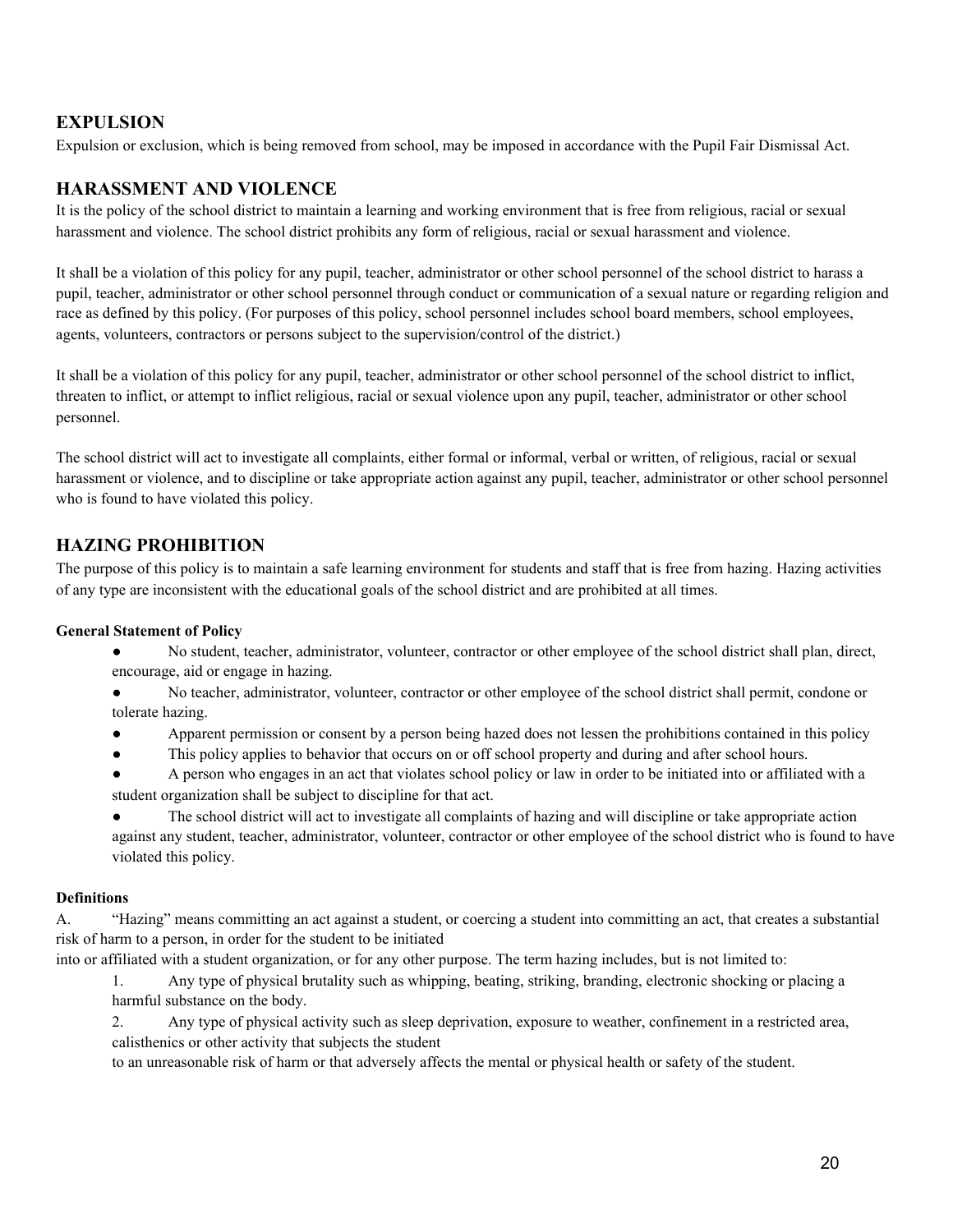## EXPULSION

Expulsion or exclusion, which is being removed from school, may be imposed in accordance with the Pupil Fair Dismissal Act.

## HARASSMENT AND VIOLENCE

It is the policy of the school district to maintain a learning and working environment that is free from religious, racial or sexual harassment and violence. The school district prohibits any form of religious, racial or sexual harassment and violence.

It shall be a violation of this policy for any pupil, teacher, administrator or other school personnel of the school district to harass a pupil, teacher, administrator or other school personnel through conduct or communication of a sexual nature or regarding religion and race as defined by this policy. (For purposes of this policy, school personnel includes school board members, school employees, agents, volunteers, contractors or persons subject to the supervision/control of the district.)

It shall be a violation of this policy for any pupil, teacher, administrator or other school personnel of the school district to inflict, threaten to inflict, or attempt to inflict religious, racial or sexual violence upon any pupil, teacher, administrator or other school personnel.

The school district will act to investigate all complaints, either formal or informal, verbal or written, of religious, racial or sexual harassment or violence, and to discipline or take appropriate action against any pupil, teacher, administrator or other school personnel who is found to have violated this policy.

## HAZING PROHIBITION

The purpose of this policy is to maintain a safe learning environment for students and staff that is free from hazing. Hazing activities of any type are inconsistent with the educational goals of the school district and are prohibited at all times.

**General Statement of Policy**

- No student, teacher, administrator, volunteer, contractor or other employee of the school district shall plan, direct, encourage, aid or engage in hazing.
- No teacher, administrator, volunteer, contractor or other employee of the school district shall permit, condone or tolerate hazing.
- Apparent permission or consent by a person being hazed does not lessen the prohibitions contained in this policy
- This policy applies to behavior that occurs on or off school property and during and after school hours.
- A person who engages in an act that violates school policy or law in order to be initiated into or affiliated with a student organization shall be subject to discipline for that act.
- The school district will act to investigate all complaints of hazing and will discipline or take appropriate action against any student, teacher, administrator, volunteer, contractor or other employee of the school district who is found to have violated this policy.

**Definitions**

A. "Hazing" means committing an act against a student, or coercing a student into committing an act, that creates a substantial risk of harm to a person, in order for the student to be initiated into or affiliated with a student organization, or for any other purpose. The term hazing includes, but is not limited to:

1. Any type of physical brutality such as whipping, beating, striking, branding, electronic shocking or placing a harmful substance on the body.
2. Any type of physical activity such as sleep deprivation, exposure to weather, confinement in a restricted area, calisthenics or other activity that subjects the student to an unreasonable risk of harm or that adversely affects the mental or physical health or safety of the student.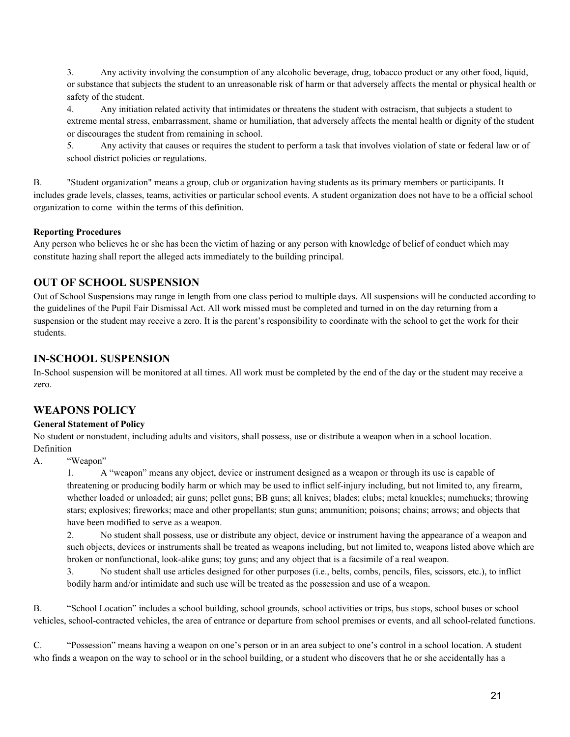3. Any activity involving the consumption of any alcoholic beverage, drug, tobacco product or any other food, liquid, or substance that subjects the student to an unreasonable risk of harm or that adversely affects the mental or physical health or safety of the student.

4. Any initiation related activity that intimidates or threatens the student with ostracism, that subjects a student to extreme mental stress, embarrassment, shame or humiliation, that adversely affects the mental health or dignity of the student or discourages the student from remaining in school.

5. Any activity that causes or requires the student to perform a task that involves violation of state or federal law or of school district policies or regulations.

B. "Student organization" means a group, club or organization having students as its primary members or participants. It includes grade levels, classes, teams, activities or particular school events. A student organization does not have to be a official school organization to come within the terms of this definition.

**Reporting Procedures**

Any person who believes he or she has been the victim of hazing or any person with knowledge of belief of conduct which may constitute hazing shall report the alleged acts immediately to the building principal.

## OUT OF SCHOOL SUSPENSION

Out of School Suspensions may range in length from one class period to multiple days. All suspensions will be conducted according to the guidelines of the Pupil Fair Dismissal Act. All work missed must be completed and turned in on the day returning from a suspension or the student may receive a zero. It is the parent's responsibility to coordinate with the school to get the work for their students.

## IN-SCHOOL SUSPENSION

In-School suspension will be monitored at all times. All work must be completed by the end of the day or the student may receive a zero.

## WEAPONS POLICY

**General Statement of Policy**

No student or nonstudent, including adults and visitors, shall possess, use or distribute a weapon when in a school location.

Definition

A. "Weapon"

1. A "weapon" means any object, device or instrument designed as a weapon or through its use is capable of threatening or producing bodily harm or which may be used to inflict self-injury including, but not limited to, any firearm, whether loaded or unloaded; air guns; pellet guns; BB guns; all knives; blades; clubs; metal knuckles; numchucks; throwing stars; explosives; fireworks; mace and other propellants; stun guns; ammunition; poisons; chains; arrows; and objects that have been modified to serve as a weapon.

2. No student shall possess, use or distribute any object, device or instrument having the appearance of a weapon and such objects, devices or instruments shall be treated as weapons including, but not limited to, weapons listed above which are broken or nonfunctional, look-alike guns; toy guns; and any object that is a facsimile of a real weapon.

3. No student shall use articles designed for other purposes (i.e., belts, combs, pencils, files, scissors, etc.), to inflict bodily harm and/or intimidate and such use will be treated as the possession and use of a weapon.

B. "School Location" includes a school building, school grounds, school activities or trips, bus stops, school buses or school vehicles, school-contracted vehicles, the area of entrance or departure from school premises or events, and all school-related functions.

C. "Possession" means having a weapon on one's person or in an area subject to one's control in a school location. A student who finds a weapon on the way to school or in the school building, or a student who discovers that he or she accidentally has a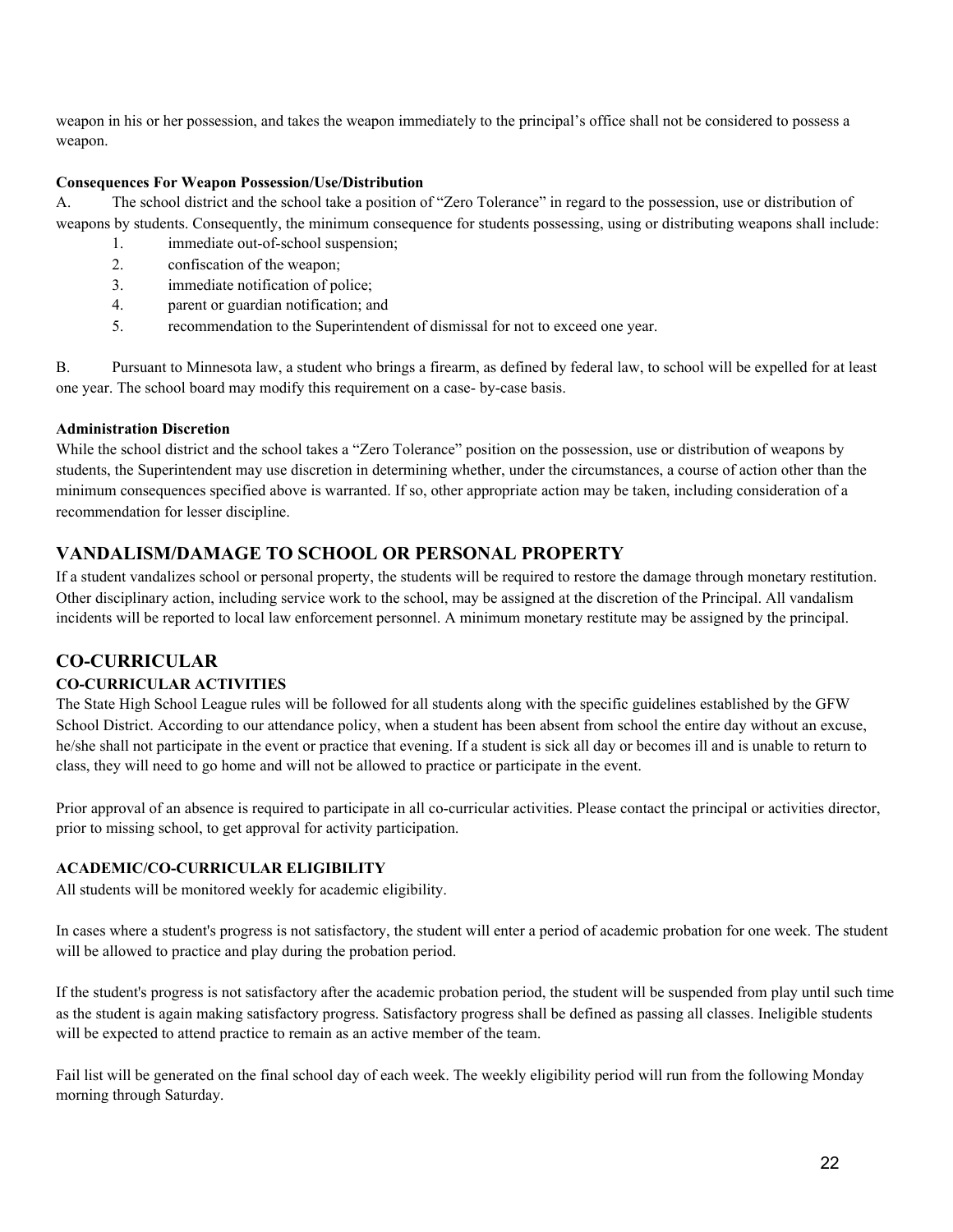weapon in his or her possession, and takes the weapon immediately to the principal's office shall not be considered to possess a weapon.

**Consequences For Weapon Possession/Use/Distribution**

A. The school district and the school take a position of "Zero Tolerance" in regard to the possession, use or distribution of weapons by students. Consequently, the minimum consequence for students possessing, using or distributing weapons shall include:

1. immediate out-of-school suspension;
2. confiscation of the weapon;
3. immediate notification of police;
4. parent or guardian notification; and
5. recommendation to the Superintendent of dismissal for not to exceed one year.

B. Pursuant to Minnesota law, a student who brings a firearm, as defined by federal law, to school will be expelled for at least one year. The school board may modify this requirement on a case- by-case basis.

**Administration Discretion**

While the school district and the school takes a "Zero Tolerance" position on the possession, use or distribution of weapons by students, the Superintendent may use discretion in determining whether, under the circumstances, a course of action other than the minimum consequences specified above is warranted. If so, other appropriate action may be taken, including consideration of a recommendation for lesser discipline.

## VANDALISM/DAMAGE TO SCHOOL OR PERSONAL PROPERTY

If a student vandalizes school or personal property, the students will be required to restore the damage through monetary restitution. Other disciplinary action, including service work to the school, may be assigned at the discretion of the Principal. All vandalism incidents will be reported to local law enforcement personnel. A minimum monetary restitute may be assigned by the principal.

## CO-CURRICULAR

### CO-CURRICULAR ACTIVITIES

The State High School League rules will be followed for all students along with the specific guidelines established by the GFW School District. According to our attendance policy, when a student has been absent from school the entire day without an excuse, he/she shall not participate in the event or practice that evening. If a student is sick all day or becomes ill and is unable to return to class, they will need to go home and will not be allowed to practice or participate in the event.

Prior approval of an absence is required to participate in all co-curricular activities. Please contact the principal or activities director, prior to missing school, to get approval for activity participation.

### ACADEMIC/CO-CURRICULAR ELIGIBILITY

All students will be monitored weekly for academic eligibility.

In cases where a student's progress is not satisfactory, the student will enter a period of academic probation for one week. The student will be allowed to practice and play during the probation period.

If the student's progress is not satisfactory after the academic probation period, the student will be suspended from play until such time as the student is again making satisfactory progress. Satisfactory progress shall be defined as passing all classes. Ineligible students will be expected to attend practice to remain as an active member of the team.

Fail list will be generated on the final school day of each week. The weekly eligibility period will run from the following Monday morning through Saturday.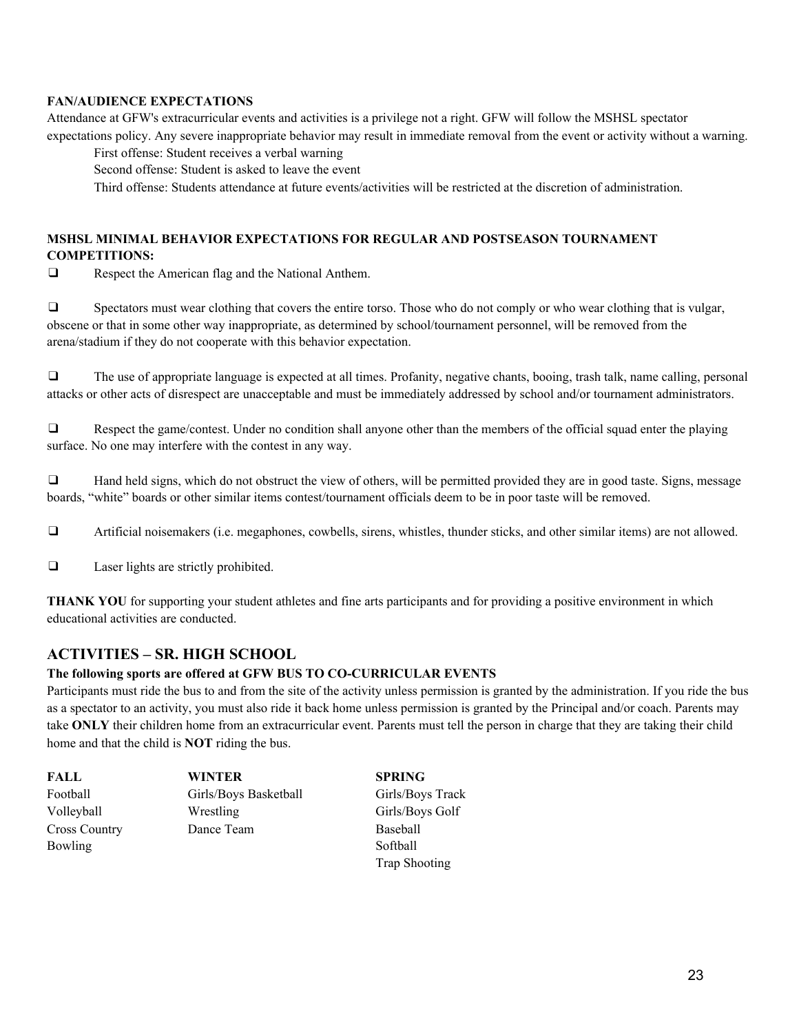**FAN/AUDIENCE EXPECTATIONS**

Attendance at GFW's extracurricular events and activities is a privilege not a right. GFW will follow the MSHSL spectator expectations policy. Any severe inappropriate behavior may result in immediate removal from the event or activity without a warning.

First offense: Student receives a verbal warning

Second offense: Student is asked to leave the event

Third offense: Students attendance at future events/activities will be restricted at the discretion of administration.

**MSHSL MINIMAL BEHAVIOR EXPECTATIONS FOR REGULAR AND POSTSEASON TOURNAMENT COMPETITIONS:**

- ❑ Respect the American flag and the National Anthem.
- ❑ Spectators must wear clothing that covers the entire torso. Those who do not comply or who wear clothing that is vulgar, obscene or that in some other way inappropriate, as determined by school/tournament personnel, will be removed from the arena/stadium if they do not cooperate with this behavior expectation.
- ❑ The use of appropriate language is expected at all times. Profanity, negative chants, booing, trash talk, name calling, personal attacks or other acts of disrespect are unacceptable and must be immediately addressed by school and/or tournament administrators.
- ❑ Respect the game/contest. Under no condition shall anyone other than the members of the official squad enter the playing surface. No one may interfere with the contest in any way.
- ❑ Hand held signs, which do not obstruct the view of others, will be permitted provided they are in good taste. Signs, message boards, "white" boards or other similar items contest/tournament officials deem to be in poor taste will be removed.
- ❑ Artificial noisemakers (i.e. megaphones, cowbells, sirens, whistles, thunder sticks, and other similar items) are not allowed.
- ❑ Laser lights are strictly prohibited.

**THANK YOU** for supporting your student athletes and fine arts participants and for providing a positive environment in which educational activities are conducted.

## ACTIVITIES – SR. HIGH SCHOOL

**The following sports are offered at GFW BUS TO CO-CURRICULAR EVENTS**

Participants must ride the bus to and from the site of the activity unless permission is granted by the administration. If you ride the bus as a spectator to an activity, you must also ride it back home unless permission is granted by the Principal and/or coach. Parents may take **ONLY** their children home from an extracurricular event. Parents must tell the person in charge that they are taking their child home and that the child is **NOT** riding the bus.

| **FALL** | **WINTER** | **SPRING** |
|---|---|---|
| Football | Girls/Boys Basketball | Girls/Boys Track |
| Volleyball | Wrestling | Girls/Boys Golf |
| Cross Country | Dance Team | Baseball |
| Bowling | | Softball |
| | | Trap Shooting |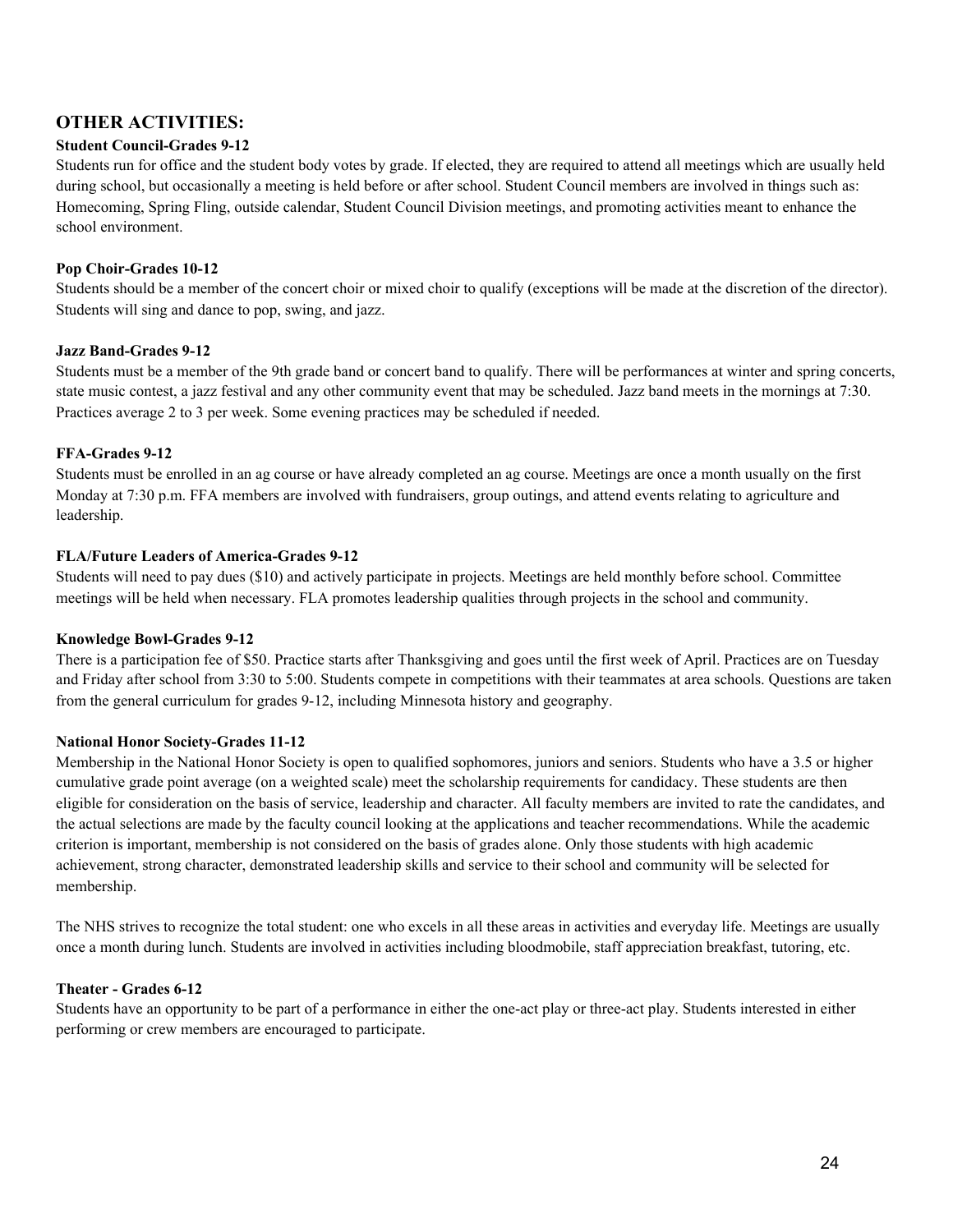## OTHER ACTIVITIES:

**Student Council-Grades 9-12**

Students run for office and the student body votes by grade. If elected, they are required to attend all meetings which are usually held during school, but occasionally a meeting is held before or after school. Student Council members are involved in things such as: Homecoming, Spring Fling, outside calendar, Student Council Division meetings, and promoting activities meant to enhance the school environment.

**Pop Choir-Grades 10-12**

Students should be a member of the concert choir or mixed choir to qualify (exceptions will be made at the discretion of the director). Students will sing and dance to pop, swing, and jazz.

**Jazz Band-Grades 9-12**

Students must be a member of the 9th grade band or concert band to qualify. There will be performances at winter and spring concerts, state music contest, a jazz festival and any other community event that may be scheduled. Jazz band meets in the mornings at 7:30. Practices average 2 to 3 per week. Some evening practices may be scheduled if needed.

**FFA-Grades 9-12**

Students must be enrolled in an ag course or have already completed an ag course. Meetings are once a month usually on the first Monday at 7:30 p.m. FFA members are involved with fundraisers, group outings, and attend events relating to agriculture and leadership.

**FLA/Future Leaders of America-Grades 9-12**

Students will need to pay dues ($10) and actively participate in projects. Meetings are held monthly before school. Committee meetings will be held when necessary. FLA promotes leadership qualities through projects in the school and community.

**Knowledge Bowl-Grades 9-12**

There is a participation fee of $50. Practice starts after Thanksgiving and goes until the first week of April. Practices are on Tuesday and Friday after school from 3:30 to 5:00. Students compete in competitions with their teammates at area schools. Questions are taken from the general curriculum for grades 9-12, including Minnesota history and geography.

**National Honor Society-Grades 11-12**

Membership in the National Honor Society is open to qualified sophomores, juniors and seniors. Students who have a 3.5 or higher cumulative grade point average (on a weighted scale) meet the scholarship requirements for candidacy. These students are then eligible for consideration on the basis of service, leadership and character. All faculty members are invited to rate the candidates, and the actual selections are made by the faculty council looking at the applications and teacher recommendations. While the academic criterion is important, membership is not considered on the basis of grades alone. Only those students with high academic achievement, strong character, demonstrated leadership skills and service to their school and community will be selected for membership.

The NHS strives to recognize the total student: one who excels in all these areas in activities and everyday life. Meetings are usually once a month during lunch. Students are involved in activities including bloodmobile, staff appreciation breakfast, tutoring, etc.

**Theater - Grades 6-12**

Students have an opportunity to be part of a performance in either the one-act play or three-act play. Students interested in either performing or crew members are encouraged to participate.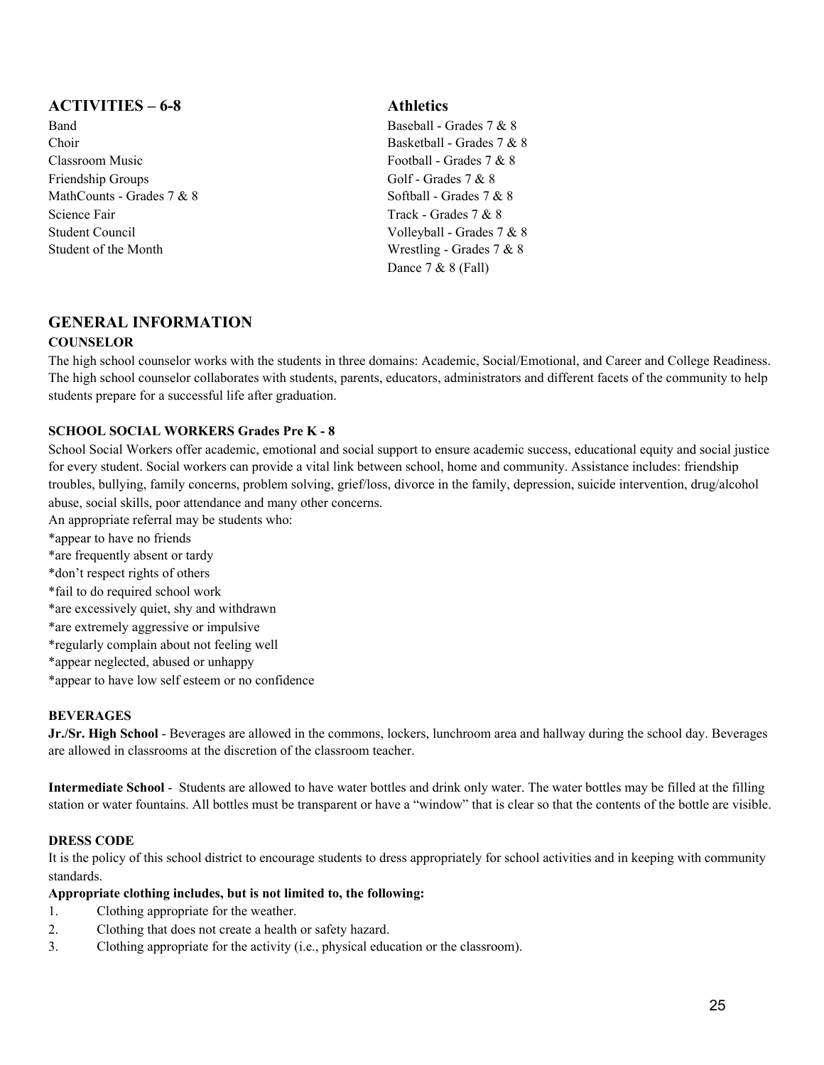## ACTIVITIES – 6-8

Band
Choir
Classroom Music
Friendship Groups
MathCounts - Grades 7 & 8
Science Fair
Student Council
Student of the Month

## Athletics

Baseball - Grades 7 & 8
Basketball - Grades 7 & 8
Football - Grades 7 & 8
Golf - Grades 7 & 8
Softball - Grades 7 & 8
Track - Grades 7 & 8
Volleyball - Grades 7 & 8
Wrestling - Grades 7 & 8
Dance 7 & 8 (Fall)

## GENERAL INFORMATION

### COUNSELOR

The high school counselor works with the students in three domains: Academic, Social/Emotional, and Career and College Readiness. The high school counselor collaborates with students, parents, educators, administrators and different facets of the community to help students prepare for a successful life after graduation.

### SCHOOL SOCIAL WORKERS Grades Pre K - 8

School Social Workers offer academic, emotional and social support to ensure academic success, educational equity and social justice for every student. Social workers can provide a vital link between school, home and community. Assistance includes: friendship troubles, bullying, family concerns, problem solving, grief/loss, divorce in the family, depression, suicide intervention, drug/alcohol abuse, social skills, poor attendance and many other concerns.

An appropriate referral may be students who:

*appear to have no friends
*are frequently absent or tardy
*don't respect rights of others
*fail to do required school work
*are excessively quiet, shy and withdrawn
*are extremely aggressive or impulsive
*regularly complain about not feeling well
*appear neglected, abused or unhappy
*appear to have low self esteem or no confidence

### BEVERAGES

**Jr./Sr. High School** - Beverages are allowed in the commons, lockers, lunchroom area and hallway during the school day. Beverages are allowed in classrooms at the discretion of the classroom teacher.

**Intermediate School** - Students are allowed to have water bottles and drink only water. The water bottles may be filled at the filling station or water fountains. All bottles must be transparent or have a "window" that is clear so that the contents of the bottle are visible.

### DRESS CODE

It is the policy of this school district to encourage students to dress appropriately for school activities and in keeping with community standards.

**Appropriate clothing includes, but is not limited to, the following:**

1. Clothing appropriate for the weather.
2. Clothing that does not create a health or safety hazard.
3. Clothing appropriate for the activity (i.e., physical education or the classroom).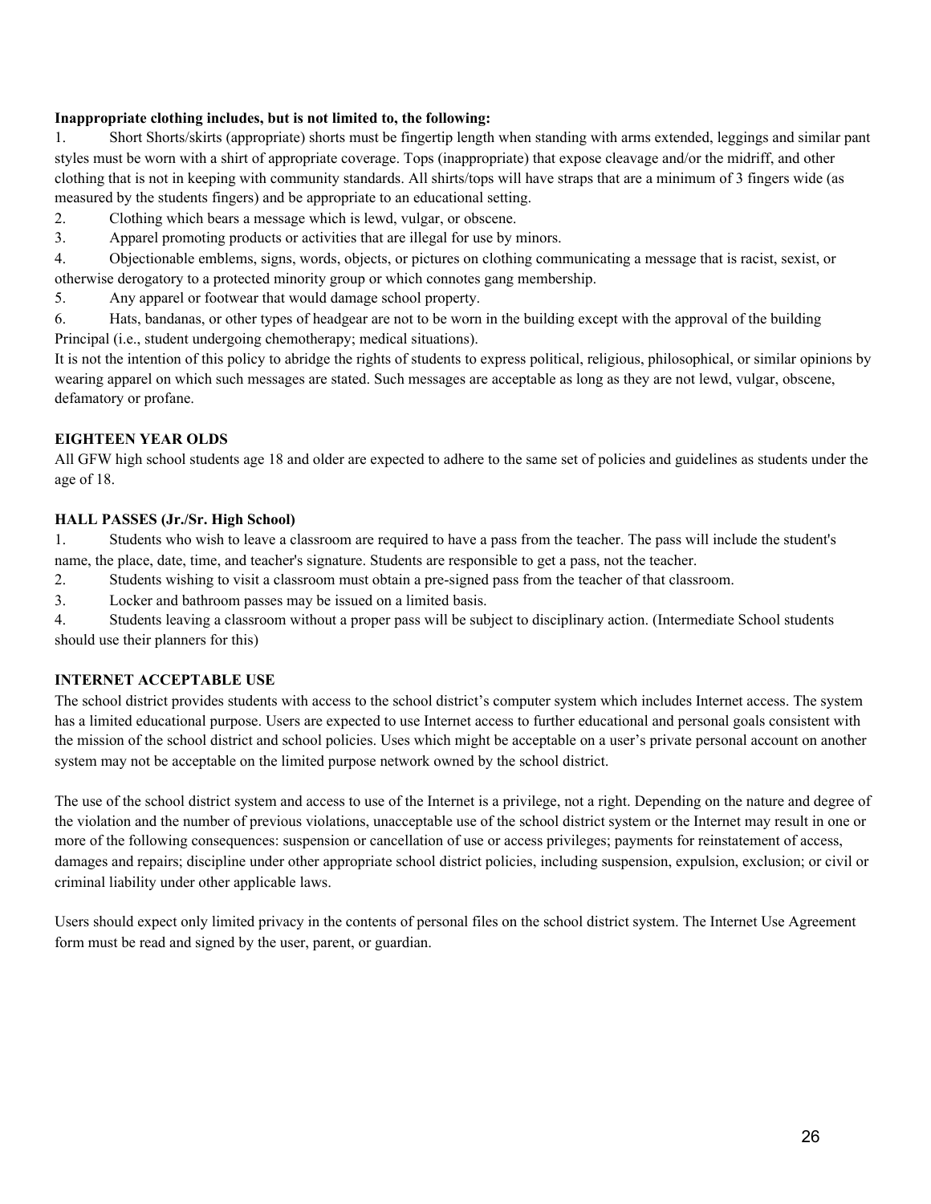**Inappropriate clothing includes, but is not limited to, the following:**

1. Short Shorts/skirts (appropriate) shorts must be fingertip length when standing with arms extended, leggings and similar pant styles must be worn with a shirt of appropriate coverage. Tops (inappropriate) that expose cleavage and/or the midriff, and other clothing that is not in keeping with community standards. All shirts/tops will have straps that are a minimum of 3 fingers wide (as measured by the students fingers) and be appropriate to an educational setting.
2. Clothing which bears a message which is lewd, vulgar, or obscene.
3. Apparel promoting products or activities that are illegal for use by minors.
4. Objectionable emblems, signs, words, objects, or pictures on clothing communicating a message that is racist, sexist, or otherwise derogatory to a protected minority group or which connotes gang membership.
5. Any apparel or footwear that would damage school property.
6. Hats, bandanas, or other types of headgear are not to be worn in the building except with the approval of the building Principal (i.e., student undergoing chemotherapy; medical situations).

It is not the intention of this policy to abridge the rights of students to express political, religious, philosophical, or similar opinions by wearing apparel on which such messages are stated. Such messages are acceptable as long as they are not lewd, vulgar, obscene, defamatory or profane.

**EIGHTEEN YEAR OLDS**

All GFW high school students age 18 and older are expected to adhere to the same set of policies and guidelines as students under the age of 18.

**HALL PASSES (Jr./Sr. High School)**

1. Students who wish to leave a classroom are required to have a pass from the teacher. The pass will include the student's name, the place, date, time, and teacher's signature. Students are responsible to get a pass, not the teacher.
2. Students wishing to visit a classroom must obtain a pre-signed pass from the teacher of that classroom.
3. Locker and bathroom passes may be issued on a limited basis.
4. Students leaving a classroom without a proper pass will be subject to disciplinary action. (Intermediate School students should use their planners for this)

**INTERNET ACCEPTABLE USE**

The school district provides students with access to the school district's computer system which includes Internet access. The system has a limited educational purpose. Users are expected to use Internet access to further educational and personal goals consistent with the mission of the school district and school policies. Uses which might be acceptable on a user's private personal account on another system may not be acceptable on the limited purpose network owned by the school district.

The use of the school district system and access to use of the Internet is a privilege, not a right. Depending on the nature and degree of the violation and the number of previous violations, unacceptable use of the school district system or the Internet may result in one or more of the following consequences: suspension or cancellation of use or access privileges; payments for reinstatement of access, damages and repairs; discipline under other appropriate school district policies, including suspension, expulsion, exclusion; or civil or criminal liability under other applicable laws.

Users should expect only limited privacy in the contents of personal files on the school district system. The Internet Use Agreement form must be read and signed by the user, parent, or guardian.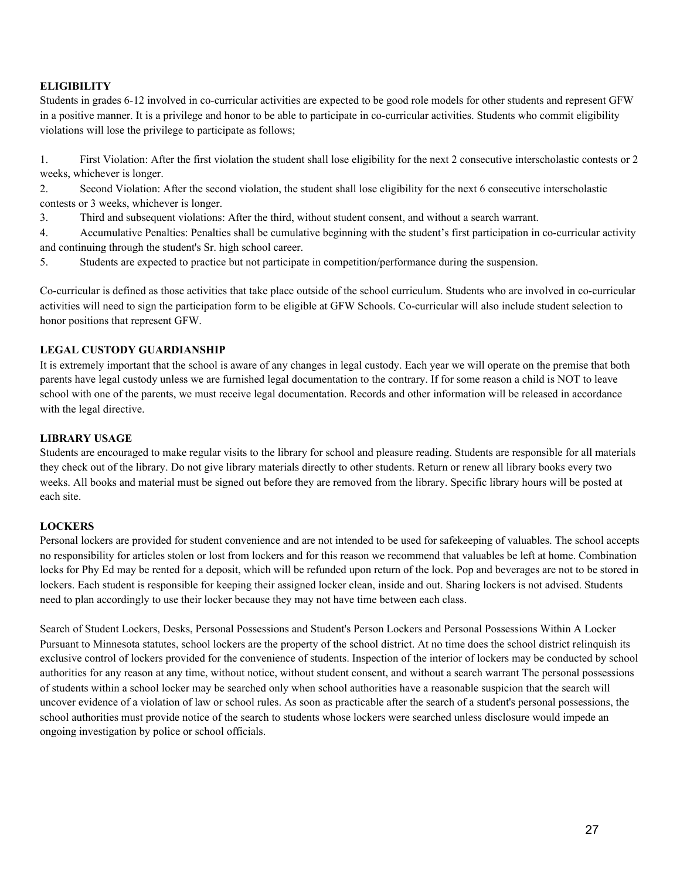**ELIGIBILITY**

Students in grades 6-12 involved in co-curricular activities are expected to be good role models for other students and represent GFW in a positive manner. It is a privilege and honor to be able to participate in co-curricular activities. Students who commit eligibility violations will lose the privilege to participate as follows;

1. First Violation: After the first violation the student shall lose eligibility for the next 2 consecutive interscholastic contests or 2 weeks, whichever is longer.
2. Second Violation: After the second violation, the student shall lose eligibility for the next 6 consecutive interscholastic contests or 3 weeks, whichever is longer.
3. Third and subsequent violations: After the third, without student consent, and without a search warrant.
4. Accumulative Penalties: Penalties shall be cumulative beginning with the student's first participation in co-curricular activity and continuing through the student's Sr. high school career.
5. Students are expected to practice but not participate in competition/performance during the suspension.

Co-curricular is defined as those activities that take place outside of the school curriculum. Students who are involved in co-curricular activities will need to sign the participation form to be eligible at GFW Schools. Co-curricular will also include student selection to honor positions that represent GFW.

**LEGAL CUSTODY GUARDIANSHIP**

It is extremely important that the school is aware of any changes in legal custody. Each year we will operate on the premise that both parents have legal custody unless we are furnished legal documentation to the contrary. If for some reason a child is NOT to leave school with one of the parents, we must receive legal documentation. Records and other information will be released in accordance with the legal directive.

**LIBRARY USAGE**

Students are encouraged to make regular visits to the library for school and pleasure reading. Students are responsible for all materials they check out of the library. Do not give library materials directly to other students. Return or renew all library books every two weeks. All books and material must be signed out before they are removed from the library. Specific library hours will be posted at each site.

**LOCKERS**

Personal lockers are provided for student convenience and are not intended to be used for safekeeping of valuables. The school accepts no responsibility for articles stolen or lost from lockers and for this reason we recommend that valuables be left at home. Combination locks for Phy Ed may be rented for a deposit, which will be refunded upon return of the lock. Pop and beverages are not to be stored in lockers. Each student is responsible for keeping their assigned locker clean, inside and out. Sharing lockers is not advised. Students need to plan accordingly to use their locker because they may not have time between each class.

Search of Student Lockers, Desks, Personal Possessions and Student's Person Lockers and Personal Possessions Within A Locker Pursuant to Minnesota statutes, school lockers are the property of the school district. At no time does the school district relinquish its exclusive control of lockers provided for the convenience of students. Inspection of the interior of lockers may be conducted by school authorities for any reason at any time, without notice, without student consent, and without a search warrant The personal possessions of students within a school locker may be searched only when school authorities have a reasonable suspicion that the search will uncover evidence of a violation of law or school rules. As soon as practicable after the search of a student's personal possessions, the school authorities must provide notice of the search to students whose lockers were searched unless disclosure would impede an ongoing investigation by police or school officials.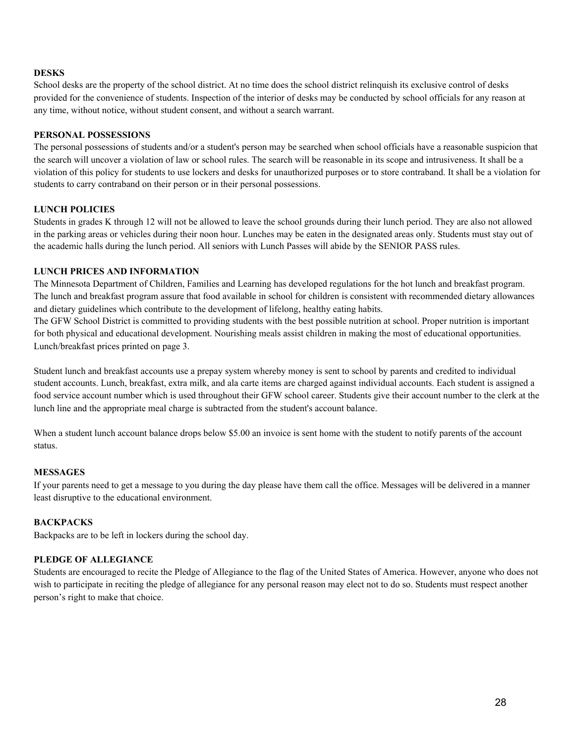**DESKS**

School desks are the property of the school district. At no time does the school district relinquish its exclusive control of desks provided for the convenience of students. Inspection of the interior of desks may be conducted by school officials for any reason at any time, without notice, without student consent, and without a search warrant.

**PERSONAL POSSESSIONS**

The personal possessions of students and/or a student's person may be searched when school officials have a reasonable suspicion that the search will uncover a violation of law or school rules. The search will be reasonable in its scope and intrusiveness. It shall be a violation of this policy for students to use lockers and desks for unauthorized purposes or to store contraband. It shall be a violation for students to carry contraband on their person or in their personal possessions.

**LUNCH POLICIES**

Students in grades K through 12 will not be allowed to leave the school grounds during their lunch period. They are also not allowed in the parking areas or vehicles during their noon hour. Lunches may be eaten in the designated areas only. Students must stay out of the academic halls during the lunch period. All seniors with Lunch Passes will abide by the SENIOR PASS rules.

**LUNCH PRICES AND INFORMATION**

The Minnesota Department of Children, Families and Learning has developed regulations for the hot lunch and breakfast program. The lunch and breakfast program assure that food available in school for children is consistent with recommended dietary allowances and dietary guidelines which contribute to the development of lifelong, healthy eating habits.
The GFW School District is committed to providing students with the best possible nutrition at school. Proper nutrition is important for both physical and educational development. Nourishing meals assist children in making the most of educational opportunities. Lunch/breakfast prices printed on page 3.

Student lunch and breakfast accounts use a prepay system whereby money is sent to school by parents and credited to individual student accounts. Lunch, breakfast, extra milk, and ala carte items are charged against individual accounts. Each student is assigned a food service account number which is used throughout their GFW school career. Students give their account number to the clerk at the lunch line and the appropriate meal charge is subtracted from the student's account balance.

When a student lunch account balance drops below $5.00 an invoice is sent home with the student to notify parents of the account status.

**MESSAGES**

If your parents need to get a message to you during the day please have them call the office. Messages will be delivered in a manner least disruptive to the educational environment.

**BACKPACKS**

Backpacks are to be left in lockers during the school day.

**PLEDGE OF ALLEGIANCE**

Students are encouraged to recite the Pledge of Allegiance to the flag of the United States of America. However, anyone who does not wish to participate in reciting the pledge of allegiance for any personal reason may elect not to do so. Students must respect another person's right to make that choice.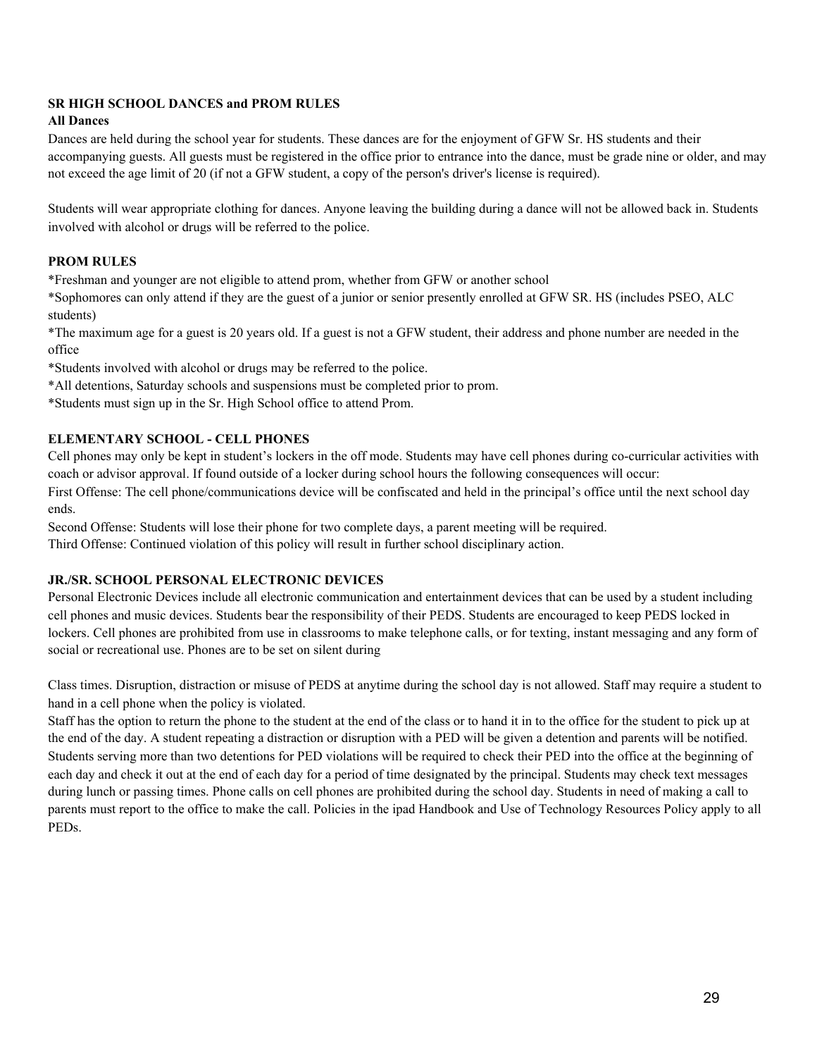**SR HIGH SCHOOL DANCES and PROM RULES**

**All Dances**

Dances are held during the school year for students. These dances are for the enjoyment of GFW Sr. HS students and their accompanying guests. All guests must be registered in the office prior to entrance into the dance, must be grade nine or older, and may not exceed the age limit of 20 (if not a GFW student, a copy of the person's driver's license is required).

Students will wear appropriate clothing for dances. Anyone leaving the building during a dance will not be allowed back in. Students involved with alcohol or drugs will be referred to the police.

**PROM RULES**

*Freshman and younger are not eligible to attend prom, whether from GFW or another school

*Sophomores can only attend if they are the guest of a junior or senior presently enrolled at GFW SR. HS (includes PSEO, ALC students)

*The maximum age for a guest is 20 years old. If a guest is not a GFW student, their address and phone number are needed in the office

*Students involved with alcohol or drugs may be referred to the police.

*All detentions, Saturday schools and suspensions must be completed prior to prom.

*Students must sign up in the Sr. High School office to attend Prom.

**ELEMENTARY SCHOOL - CELL PHONES**

Cell phones may only be kept in student's lockers in the off mode. Students may have cell phones during co-curricular activities with coach or advisor approval. If found outside of a locker during school hours the following consequences will occur:

First Offense: The cell phone/communications device will be confiscated and held in the principal's office until the next school day ends.

Second Offense: Students will lose their phone for two complete days, a parent meeting will be required.

Third Offense: Continued violation of this policy will result in further school disciplinary action.

**JR./SR. SCHOOL PERSONAL ELECTRONIC DEVICES**

Personal Electronic Devices include all electronic communication and entertainment devices that can be used by a student including cell phones and music devices. Students bear the responsibility of their PEDS. Students are encouraged to keep PEDS locked in lockers. Cell phones are prohibited from use in classrooms to make telephone calls, or for texting, instant messaging and any form of social or recreational use. Phones are to be set on silent during

Class times. Disruption, distraction or misuse of PEDS at anytime during the school day is not allowed. Staff may require a student to hand in a cell phone when the policy is violated.

Staff has the option to return the phone to the student at the end of the class or to hand it in to the office for the student to pick up at the end of the day. A student repeating a distraction or disruption with a PED will be given a detention and parents will be notified. Students serving more than two detentions for PED violations will be required to check their PED into the office at the beginning of each day and check it out at the end of each day for a period of time designated by the principal. Students may check text messages during lunch or passing times. Phone calls on cell phones are prohibited during the school day. Students in need of making a call to parents must report to the office to make the call. Policies in the ipad Handbook and Use of Technology Resources Policy apply to all PEDs.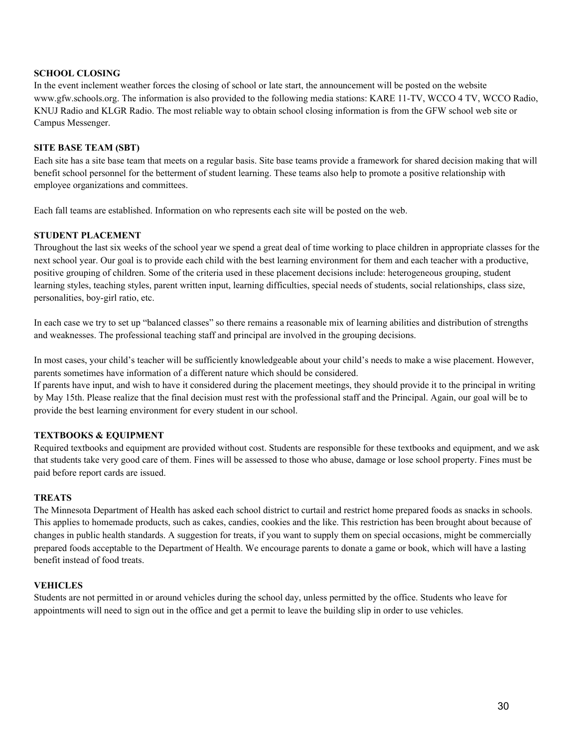**SCHOOL CLOSING**
In the event inclement weather forces the closing of school or late start, the announcement will be posted on the website www.gfw.schools.org. The information is also provided to the following media stations: KARE 11-TV, WCCO 4 TV, WCCO Radio, KNUJ Radio and KLGR Radio. The most reliable way to obtain school closing information is from the GFW school web site or Campus Messenger.

**SITE BASE TEAM (SBT)**
Each site has a site base team that meets on a regular basis. Site base teams provide a framework for shared decision making that will benefit school personnel for the betterment of student learning. These teams also help to promote a positive relationship with employee organizations and committees.

Each fall teams are established. Information on who represents each site will be posted on the web.

**STUDENT PLACEMENT**
Throughout the last six weeks of the school year we spend a great deal of time working to place children in appropriate classes for the next school year. Our goal is to provide each child with the best learning environment for them and each teacher with a productive, positive grouping of children. Some of the criteria used in these placement decisions include: heterogeneous grouping, student learning styles, teaching styles, parent written input, learning difficulties, special needs of students, social relationships, class size, personalities, boy-girl ratio, etc.

In each case we try to set up "balanced classes" so there remains a reasonable mix of learning abilities and distribution of strengths and weaknesses. The professional teaching staff and principal are involved in the grouping decisions.

In most cases, your child's teacher will be sufficiently knowledgeable about your child's needs to make a wise placement. However, parents sometimes have information of a different nature which should be considered.
If parents have input, and wish to have it considered during the placement meetings, they should provide it to the principal in writing by May 15th. Please realize that the final decision must rest with the professional staff and the Principal. Again, our goal will be to provide the best learning environment for every student in our school.

**TEXTBOOKS & EQUIPMENT**
Required textbooks and equipment are provided without cost. Students are responsible for these textbooks and equipment, and we ask that students take very good care of them. Fines will be assessed to those who abuse, damage or lose school property. Fines must be paid before report cards are issued.

**TREATS**
The Minnesota Department of Health has asked each school district to curtail and restrict home prepared foods as snacks in schools. This applies to homemade products, such as cakes, candies, cookies and the like. This restriction has been brought about because of changes in public health standards. A suggestion for treats, if you want to supply them on special occasions, might be commercially prepared foods acceptable to the Department of Health. We encourage parents to donate a game or book, which will have a lasting benefit instead of food treats.

**VEHICLES**
Students are not permitted in or around vehicles during the school day, unless permitted by the office. Students who leave for appointments will need to sign out in the office and get a permit to leave the building slip in order to use vehicles.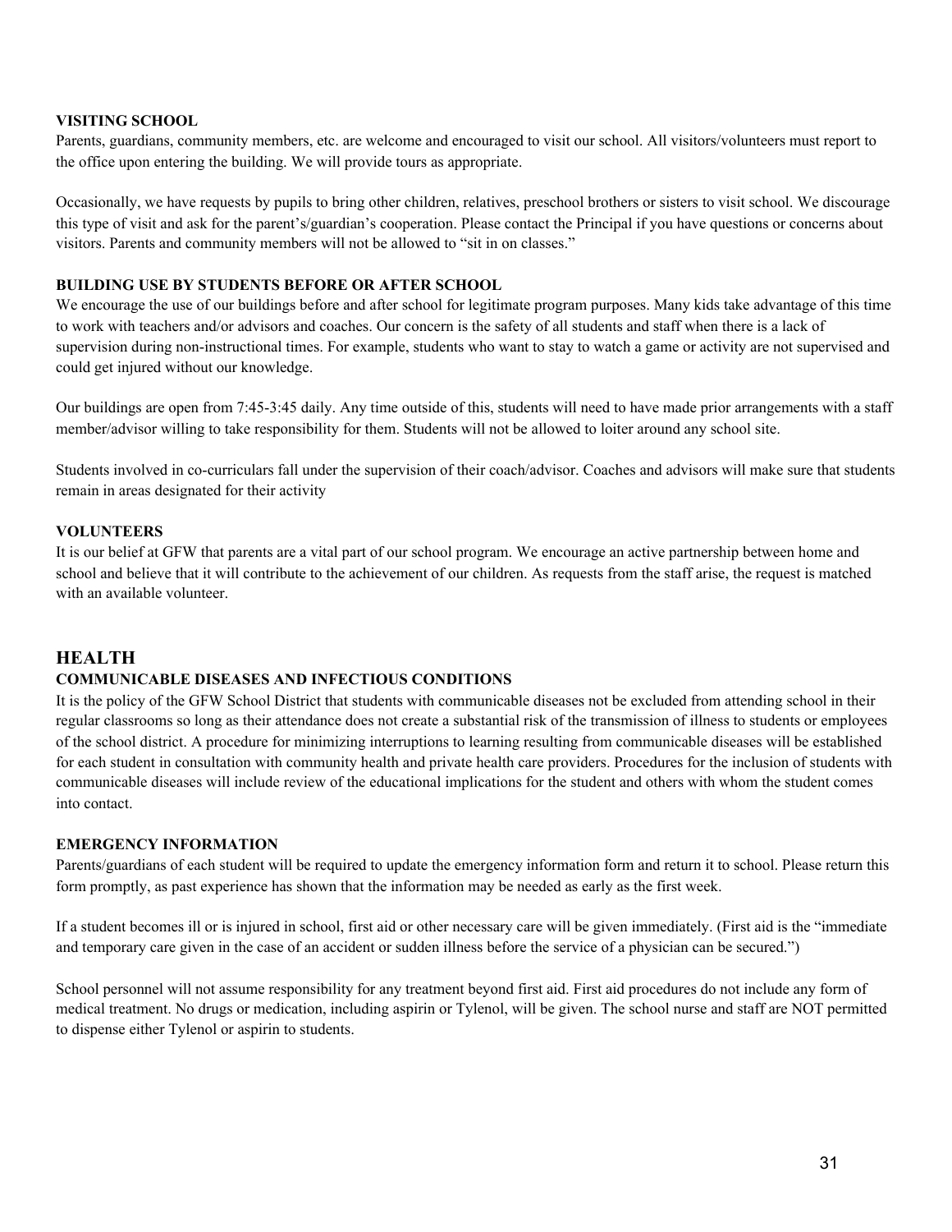**VISITING SCHOOL**
Parents, guardians, community members, etc. are welcome and encouraged to visit our school. All visitors/volunteers must report to the office upon entering the building. We will provide tours as appropriate.

Occasionally, we have requests by pupils to bring other children, relatives, preschool brothers or sisters to visit school. We discourage this type of visit and ask for the parent's/guardian's cooperation. Please contact the Principal if you have questions or concerns about visitors. Parents and community members will not be allowed to "sit in on classes."

**BUILDING USE BY STUDENTS BEFORE OR AFTER SCHOOL**
We encourage the use of our buildings before and after school for legitimate program purposes. Many kids take advantage of this time to work with teachers and/or advisors and coaches. Our concern is the safety of all students and staff when there is a lack of supervision during non-instructional times. For example, students who want to stay to watch a game or activity are not supervised and could get injured without our knowledge.

Our buildings are open from 7:45-3:45 daily. Any time outside of this, students will need to have made prior arrangements with a staff member/advisor willing to take responsibility for them. Students will not be allowed to loiter around any school site.

Students involved in co-curriculars fall under the supervision of their coach/advisor. Coaches and advisors will make sure that students remain in areas designated for their activity

**VOLUNTEERS**
It is our belief at GFW that parents are a vital part of our school program. We encourage an active partnership between home and school and believe that it will contribute to the achievement of our children. As requests from the staff arise, the request is matched with an available volunteer.

## HEALTH

**COMMUNICABLE DISEASES AND INFECTIOUS CONDITIONS**
It is the policy of the GFW School District that students with communicable diseases not be excluded from attending school in their regular classrooms so long as their attendance does not create a substantial risk of the transmission of illness to students or employees of the school district. A procedure for minimizing interruptions to learning resulting from communicable diseases will be established for each student in consultation with community health and private health care providers. Procedures for the inclusion of students with communicable diseases will include review of the educational implications for the student and others with whom the student comes into contact.

**EMERGENCY INFORMATION**
Parents/guardians of each student will be required to update the emergency information form and return it to school. Please return this form promptly, as past experience has shown that the information may be needed as early as the first week.

If a student becomes ill or is injured in school, first aid or other necessary care will be given immediately. (First aid is the "immediate and temporary care given in the case of an accident or sudden illness before the service of a physician can be secured.")

School personnel will not assume responsibility for any treatment beyond first aid. First aid procedures do not include any form of medical treatment. No drugs or medication, including aspirin or Tylenol, will be given. The school nurse and staff are NOT permitted to dispense either Tylenol or aspirin to students.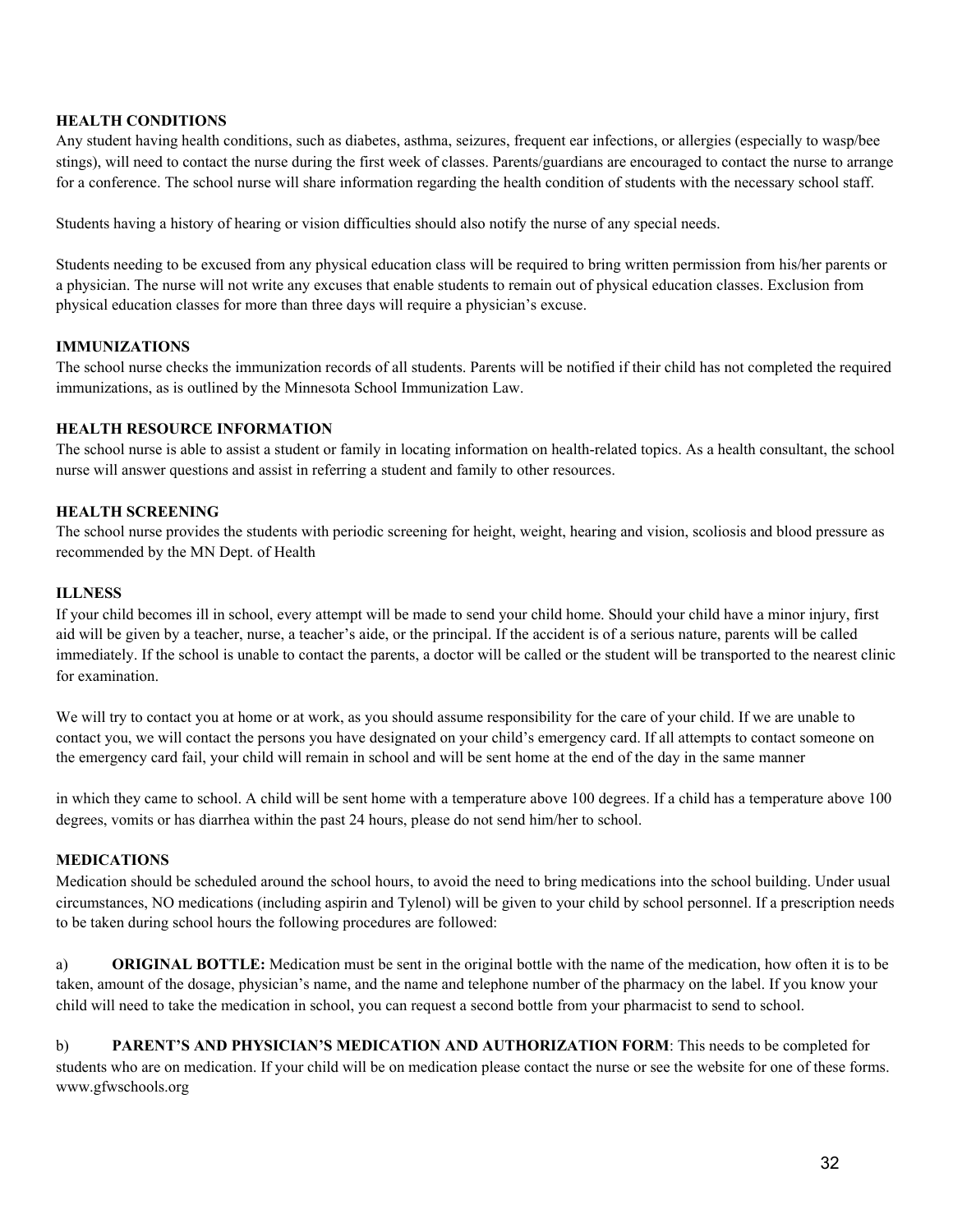## HEALTH CONDITIONS

Any student having health conditions, such as diabetes, asthma, seizures, frequent ear infections, or allergies (especially to wasp/bee stings), will need to contact the nurse during the first week of classes. Parents/guardians are encouraged to contact the nurse to arrange for a conference. The school nurse will share information regarding the health condition of students with the necessary school staff.

Students having a history of hearing or vision difficulties should also notify the nurse of any special needs.

Students needing to be excused from any physical education class will be required to bring written permission from his/her parents or a physician. The nurse will not write any excuses that enable students to remain out of physical education classes. Exclusion from physical education classes for more than three days will require a physician's excuse.

## IMMUNIZATIONS

The school nurse checks the immunization records of all students. Parents will be notified if their child has not completed the required immunizations, as is outlined by the Minnesota School Immunization Law.

## HEALTH RESOURCE INFORMATION

The school nurse is able to assist a student or family in locating information on health-related topics. As a health consultant, the school nurse will answer questions and assist in referring a student and family to other resources.

## HEALTH SCREENING

The school nurse provides the students with periodic screening for height, weight, hearing and vision, scoliosis and blood pressure as recommended by the MN Dept. of Health

## ILLNESS

If your child becomes ill in school, every attempt will be made to send your child home. Should your child have a minor injury, first aid will be given by a teacher, nurse, a teacher's aide, or the principal. If the accident is of a serious nature, parents will be called immediately. If the school is unable to contact the parents, a doctor will be called or the student will be transported to the nearest clinic for examination.

We will try to contact you at home or at work, as you should assume responsibility for the care of your child. If we are unable to contact you, we will contact the persons you have designated on your child's emergency card. If all attempts to contact someone on the emergency card fail, your child will remain in school and will be sent home at the end of the day in the same manner

in which they came to school. A child will be sent home with a temperature above 100 degrees. If a child has a temperature above 100 degrees, vomits or has diarrhea within the past 24 hours, please do not send him/her to school.

## MEDICATIONS

Medication should be scheduled around the school hours, to avoid the need to bring medications into the school building. Under usual circumstances, NO medications (including aspirin and Tylenol) will be given to your child by school personnel. If a prescription needs to be taken during school hours the following procedures are followed:

a) **ORIGINAL BOTTLE:** Medication must be sent in the original bottle with the name of the medication, how often it is to be taken, amount of the dosage, physician's name, and the name and telephone number of the pharmacy on the label. If you know your child will need to take the medication in school, you can request a second bottle from your pharmacist to send to school.

b) **PARENT'S AND PHYSICIAN'S MEDICATION AND AUTHORIZATION FORM**: This needs to be completed for students who are on medication. If your child will be on medication please contact the nurse or see the website for one of these forms. www.gfwschools.org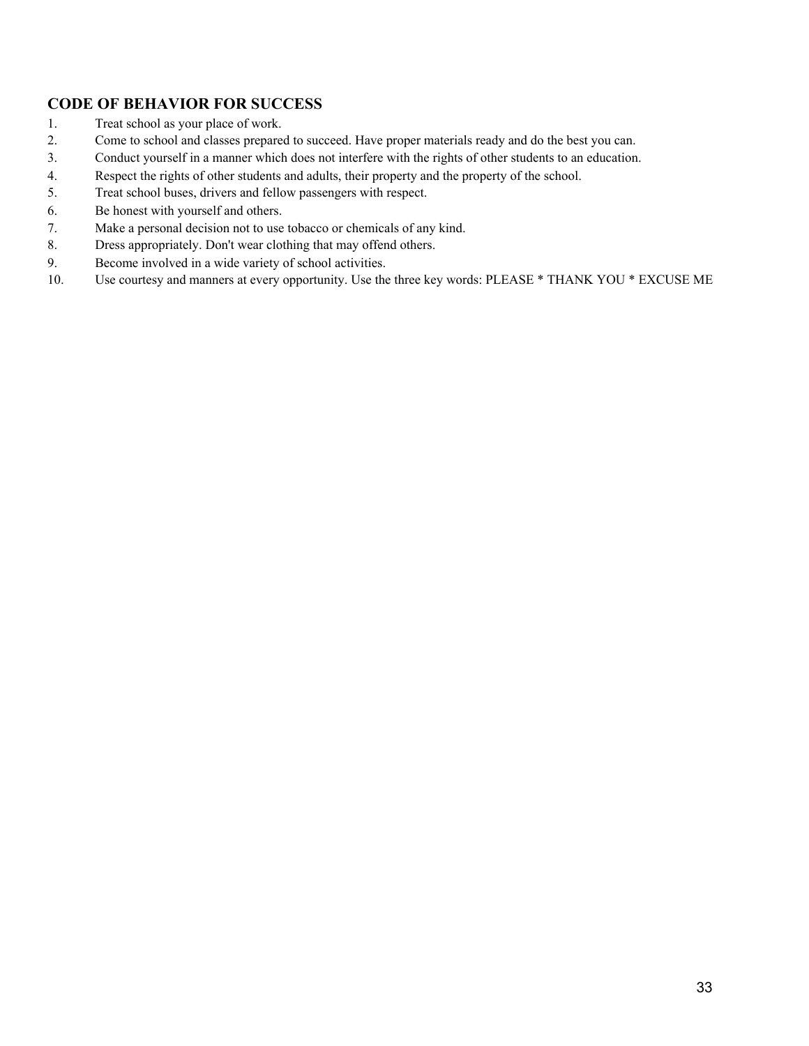## CODE OF BEHAVIOR FOR SUCCESS

1. Treat school as your place of work.
2. Come to school and classes prepared to succeed. Have proper materials ready and do the best you can.
3. Conduct yourself in a manner which does not interfere with the rights of other students to an education.
4. Respect the rights of other students and adults, their property and the property of the school.
5. Treat school buses, drivers and fellow passengers with respect.
6. Be honest with yourself and others.
7. Make a personal decision not to use tobacco or chemicals of any kind.
8. Dress appropriately. Don't wear clothing that may offend others.
9. Become involved in a wide variety of school activities.
10. Use courtesy and manners at every opportunity. Use the three key words: PLEASE * THANK YOU * EXCUSE ME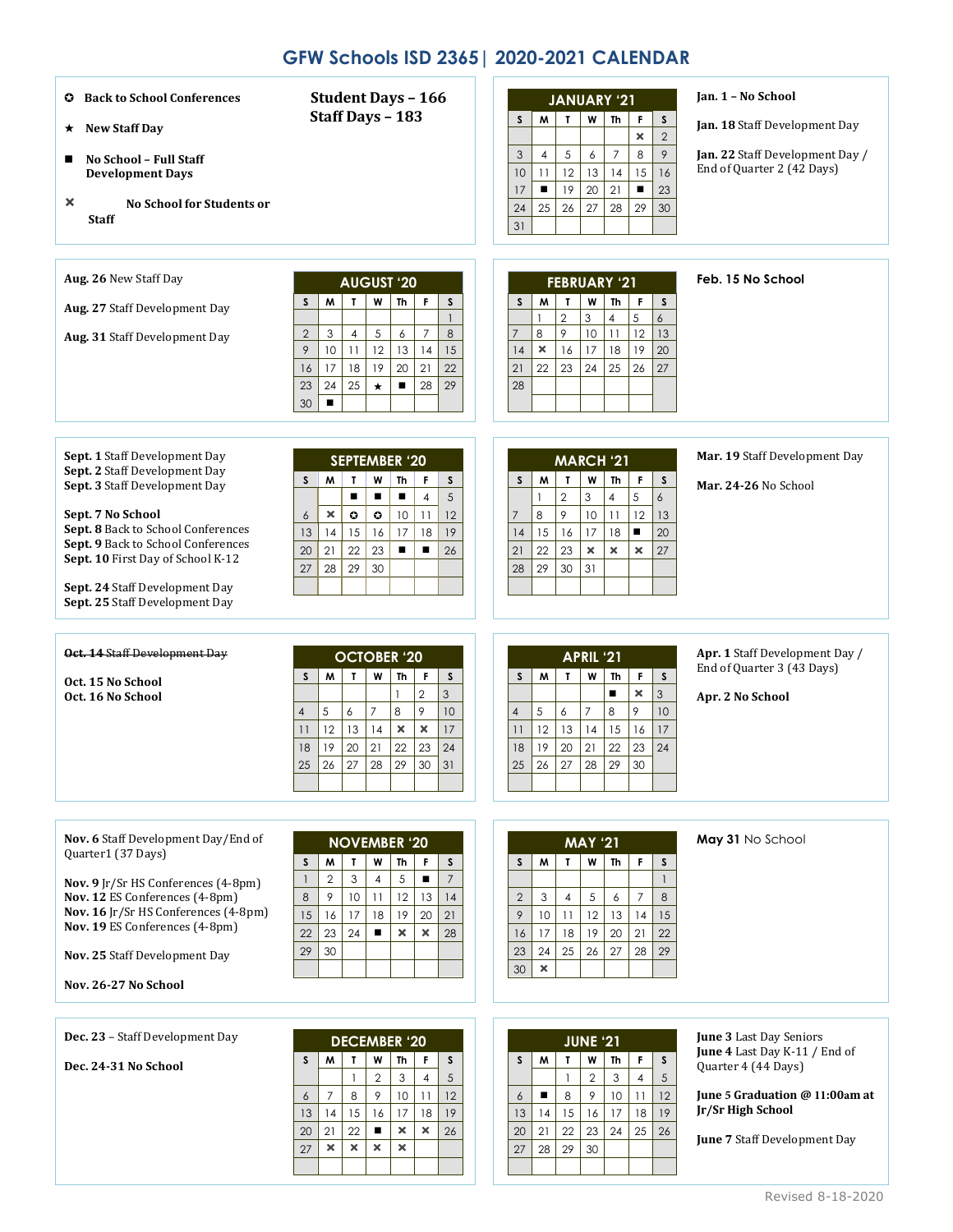# GFW Schools ISD 2365| 2020-2021 CALENDAR

✪ Back to School Conferences

★ New Staff Day

■ No School – Full Staff Development Days

✖ No School for Students or Staff

**Student Days – 166**
**Staff Days – 183**

**Aug. 26** New Staff Day

**Aug. 27** Staff Development Day

**Aug. 31** Staff Development Day

AUGUST '20

| S | M | T | W | Th | F | S |
|---|---|---|---|---|---|---|
| | | | | | | 1 |
| 2 | 3 | 4 | 5 | 6 | 7 | 8 |
| 9 | 10 | 11 | 12 | 13 | 14 | 15 |
| 16 | 17 | 18 | 19 | 20 | 21 | 22 |
| 23 | 24 | 25 | ★ | ■ | 28 | 29 |
| 30 | ■ | | | | | |

**Sept. 1** Staff Development Day
**Sept. 2** Staff Development Day
**Sept. 3** Staff Development Day

**Sept. 7 No School**
**Sept. 8** Back to School Conferences
**Sept. 9** Back to School Conferences
**Sept. 10** First Day of School K-12

**Sept. 24** Staff Development Day
**Sept. 25** Staff Development Day

SEPTEMBER '20

| S | M | T | W | Th | F | S |
|---|---|---|---|---|---|---|
| | | ■ | ■ | ■ | 4 | 5 |
| 6 | ✖ | ✪ | ✪ | 10 | 11 | 12 |
| 13 | 14 | 15 | 16 | 17 | 18 | 19 |
| 20 | 21 | 22 | 23 | ■ | ■ | 26 |
| 27 | 28 | 29 | 30 | | | |

~~**Oct. 14** Staff Development Day~~

**Oct. 15 No School**
**Oct. 16 No School**

OCTOBER '20

| S | M | T | W | Th | F | S |
|---|---|---|---|---|---|---|
| | | | | 1 | 2 | 3 |
| 4 | 5 | 6 | 7 | 8 | 9 | 10 |
| 11 | 12 | 13 | 14 | ✖ | ✖ | 17 |
| 18 | 19 | 20 | 21 | 22 | 23 | 24 |
| 25 | 26 | 27 | 28 | 29 | 30 | 31 |

**Nov. 6** Staff Development Day/End of Quarter1 (37 Days)

**Nov. 9** Jr/Sr HS Conferences (4-8pm)
**Nov. 12** ES Conferences (4-8pm)
**Nov. 16** Jr/Sr HS Conferences (4-8pm)
**Nov. 19** ES Conferences (4-8pm)

**Nov. 25** Staff Development Day

**Nov. 26-27 No School**

NOVEMBER '20

| S | M | T | W | Th | F | S |
|---|---|---|---|---|---|---|
| 1 | 2 | 3 | 4 | 5 | ■ | 7 |
| 8 | 9 | 10 | 11 | 12 | 13 | 14 |
| 15 | 16 | 17 | 18 | 19 | 20 | 21 |
| 22 | 23 | 24 | ■ | ✖ | ✖ | 28 |
| 29 | 30 | | | | | |

**Dec. 23** – Staff Development Day

**Dec. 24-31 No School**

DECEMBER '20

| S | M | T | W | Th | F | S |
|---|---|---|---|---|---|---|
| | | 1 | 2 | 3 | 4 | 5 |
| 6 | 7 | 8 | 9 | 10 | 11 | 12 |
| 13 | 14 | 15 | 16 | 17 | 18 | 19 |
| 20 | 21 | 22 | ■ | ✖ | ✖ | 26 |
| 27 | ✖ | ✖ | ✖ | ✖ | | |

JANUARY '21

| S | M | T | W | Th | F | S |
|---|---|---|---|---|---|---|
| | | | | | ✖ | 2 |
| 3 | 4 | 5 | 6 | 7 | 8 | 9 |
| 10 | 11 | 12 | 13 | 14 | 15 | 16 |
| 17 | ■ | 19 | 20 | 21 | ■ | 23 |
| 24 | 25 | 26 | 27 | 28 | 29 | 30 |
| 31 | | | | | | |

**Jan. 1 – No School**

**Jan. 18** Staff Development Day

**Jan. 22** Staff Development Day / End of Quarter 2 (42 Days)

FEBRUARY '21

| S | M | T | W | Th | F | S |
|---|---|---|---|---|---|---|
| | 1 | 2 | 3 | 4 | 5 | 6 |
| 7 | 8 | 9 | 10 | 11 | 12 | 13 |
| 14 | ✖ | 16 | 17 | 18 | 19 | 20 |
| 21 | 22 | 23 | 24 | 25 | 26 | 27 |
| 28 | | | | | | |

**Feb. 15 No School**

MARCH '21

| S | M | T | W | Th | F | S |
|---|---|---|---|---|---|---|
| | 1 | 2 | 3 | 4 | 5 | 6 |
| 7 | 8 | 9 | 10 | 11 | 12 | 13 |
| 14 | 15 | 16 | 17 | 18 | ■ | 20 |
| 21 | 22 | 23 | ✖ | ✖ | ✖ | 27 |
| 28 | 29 | 30 | 31 | | | |

**Mar. 19** Staff Development Day

**Mar. 24-26** No School

APRIL '21

| S | M | T | W | Th | F | S |
|---|---|---|---|---|---|---|
| | | | | ■ | ✖ | 3 |
| 4 | 5 | 6 | 7 | 8 | 9 | 10 |
| 11 | 12 | 13 | 14 | 15 | 16 | 17 |
| 18 | 19 | 20 | 21 | 22 | 23 | 24 |
| 25 | 26 | 27 | 28 | 29 | 30 | |

**Apr. 1** Staff Development Day / End of Quarter 3 (43 Days)

**Apr. 2 No School**

MAY '21

| S | M | T | W | Th | F | S |
|---|---|---|---|---|---|---|
| | | | | | | 1 |
| 2 | 3 | 4 | 5 | 6 | 7 | 8 |
| 9 | 10 | 11 | 12 | 13 | 14 | 15 |
| 16 | 17 | 18 | 19 | 20 | 21 | 22 |
| 23 | 24 | 25 | 26 | 27 | 28 | 29 |
| 30 | ✖ | | | | | |

**May 31** No School

JUNE '21

| S | M | T | W | Th | F | S |
|---|---|---|---|---|---|---|
| | | 1 | 2 | 3 | 4 | 5 |
| 6 | ■ | 8 | 9 | 10 | 11 | 12 |
| 13 | 14 | 15 | 16 | 17 | 18 | 19 |
| 20 | 21 | 22 | 23 | 24 | 25 | 26 |
| 27 | 28 | 29 | 30 | | | |

**June 3** Last Day Seniors
**June 4** Last Day K-11 / End of Quarter 4 (44 Days)

**June 5 Graduation @ 11:00am at Jr/Sr High School**

**June 7** Staff Development Day

Revised 8-18-2020